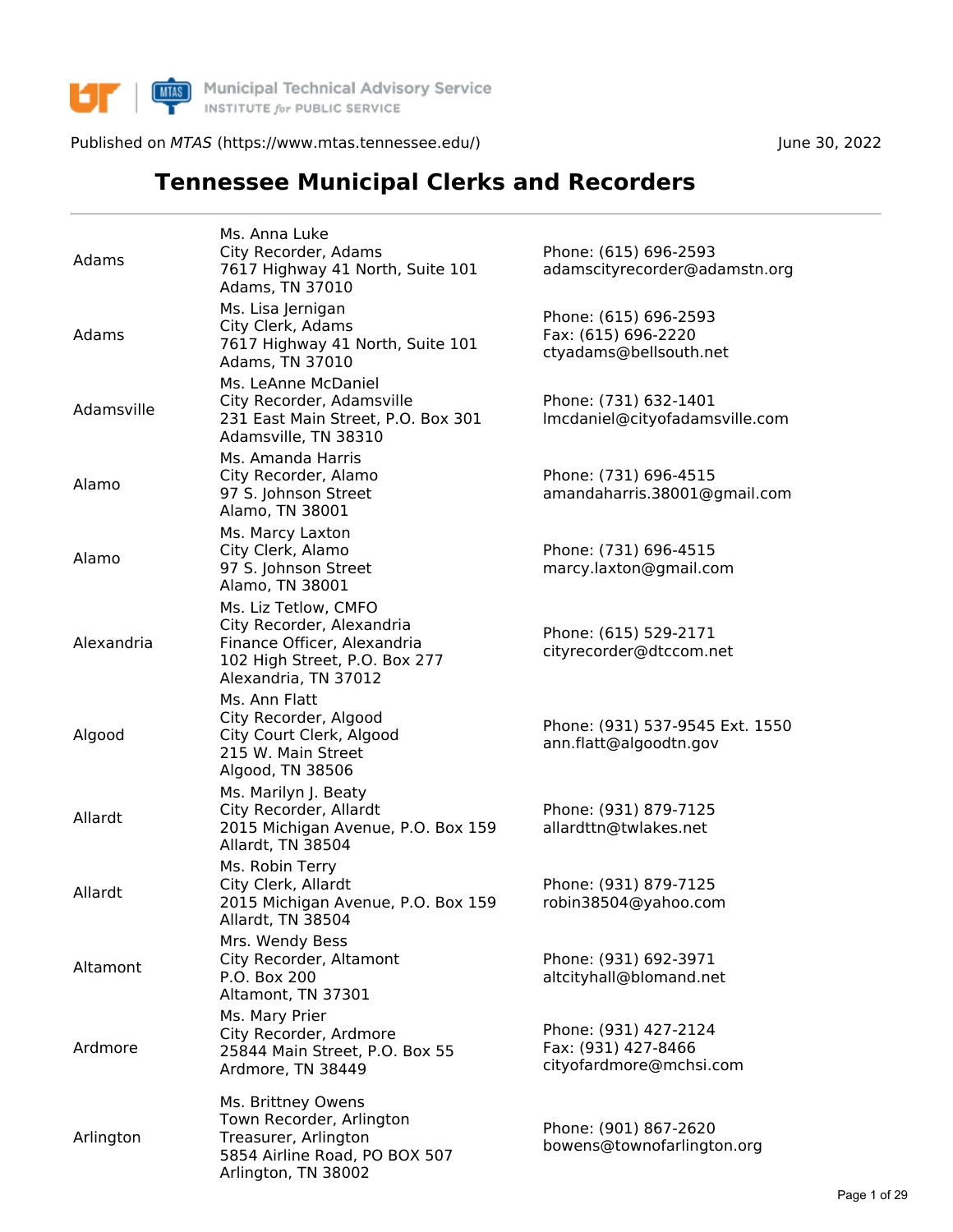Published on *MTAS* (https://www.mtas.tennessee.edu/) June 30, 2022

# Tennessee Municipal Clerks and Recorders

| | | |
|---|---|---|
| Adams | Ms. Anna Luke<br>City Recorder, Adams<br>7617 Highway 41 North, Suite 101<br>Adams, TN 37010 | Phone: (615) 696-2593<br>adamscityrecorder@adamstn.org |
| Adams | Ms. Lisa Jernigan<br>City Clerk, Adams<br>7617 Highway 41 North, Suite 101<br>Adams, TN 37010 | Phone: (615) 696-2593<br>Fax: (615) 696-2220<br>ctyadams@bellsouth.net |
| Adamsville | Ms. LeAnne McDaniel<br>City Recorder, Adamsville<br>231 East Main Street, P.O. Box 301<br>Adamsville, TN 38310 | Phone: (731) 632-1401<br>lmcdaniel@cityofadamsville.com |
| Alamo | Ms. Amanda Harris<br>City Recorder, Alamo<br>97 S. Johnson Street<br>Alamo, TN 38001 | Phone: (731) 696-4515<br>amandaharris.38001@gmail.com |
| Alamo | Ms. Marcy Laxton<br>City Clerk, Alamo<br>97 S. Johnson Street<br>Alamo, TN 38001 | Phone: (731) 696-4515<br>marcy.laxton@gmail.com |
| Alexandria | Ms. Liz Tetlow, CMFO<br>City Recorder, Alexandria<br>Finance Officer, Alexandria<br>102 High Street, P.O. Box 277<br>Alexandria, TN 37012 | Phone: (615) 529-2171<br>cityrecorder@dtccom.net |
| Algood | Ms. Ann Flatt<br>City Recorder, Algood<br>City Court Clerk, Algood<br>215 W. Main Street<br>Algood, TN 38506 | Phone: (931) 537-9545 Ext. 1550<br>ann.flatt@algoodtn.gov |
| Allardt | Ms. Marilyn J. Beaty<br>City Recorder, Allardt<br>2015 Michigan Avenue, P.O. Box 159<br>Allardt, TN 38504 | Phone: (931) 879-7125<br>allardttn@twlakes.net |
| Allardt | Ms. Robin Terry<br>City Clerk, Allardt<br>2015 Michigan Avenue, P.O. Box 159<br>Allardt, TN 38504 | Phone: (931) 879-7125<br>robin38504@yahoo.com |
| Altamont | Mrs. Wendy Bess<br>City Recorder, Altamont<br>P.O. Box 200<br>Altamont, TN 37301 | Phone: (931) 692-3971<br>altcityhall@blomand.net |
| Ardmore | Ms. Mary Prier<br>City Recorder, Ardmore<br>25844 Main Street, P.O. Box 55<br>Ardmore, TN 38449 | Phone: (931) 427-2124<br>Fax: (931) 427-8466<br>cityofardmore@mchsi.com |
| Arlington | Ms. Brittney Owens<br>Town Recorder, Arlington<br>Treasurer, Arlington<br>5854 Airline Road, PO BOX 507<br>Arlington, TN 38002 | Phone: (901) 867-2620<br>bowens@townofarlington.org |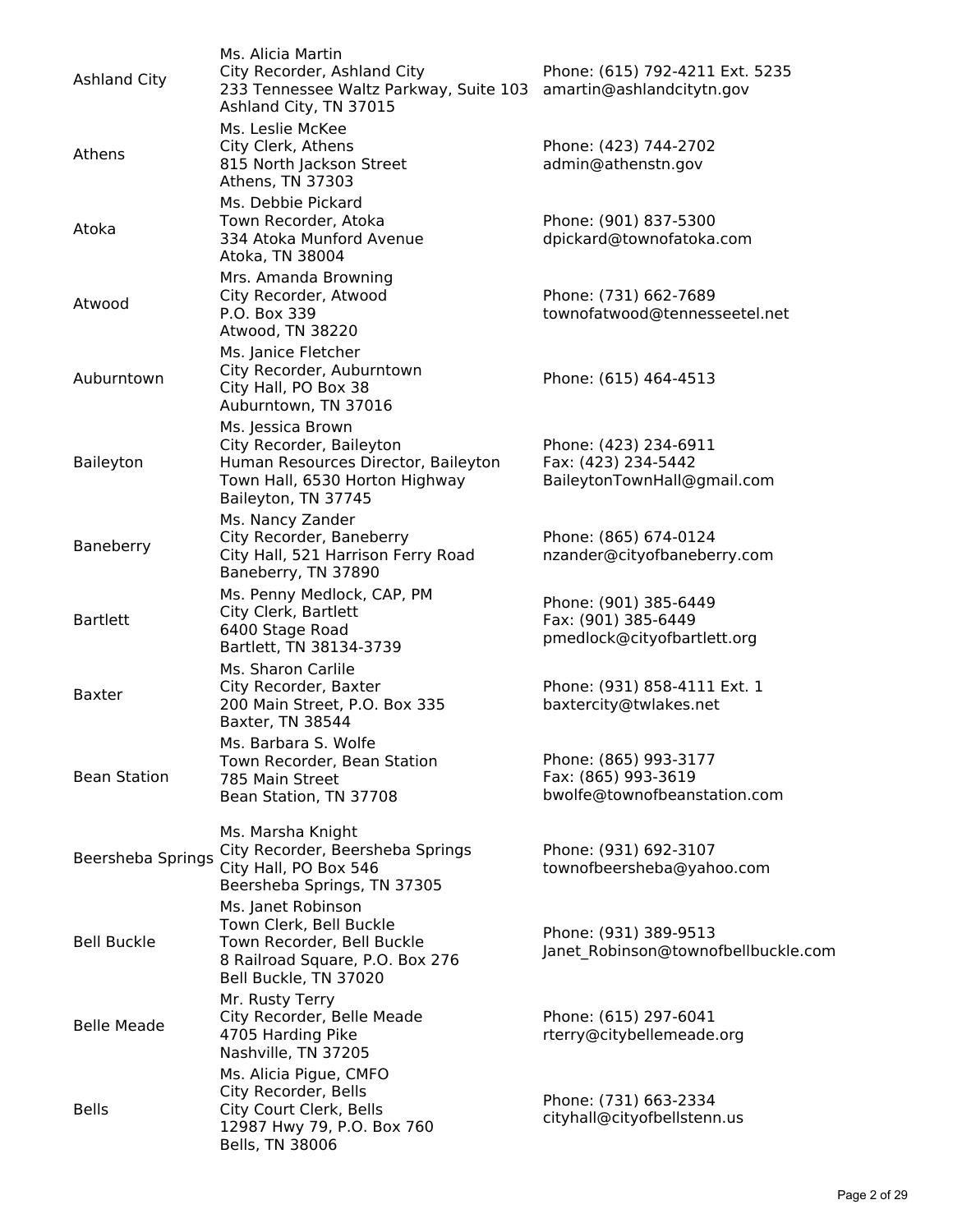| | | |
|---|---|---|
| Ashland City | Ms. Alicia Martin<br>City Recorder, Ashland City<br>233 Tennessee Waltz Parkway, Suite 103<br>Ashland City, TN 37015 | Phone: (615) 792-4211 Ext. 5235<br>amartin@ashlandcitytn.gov |
| Athens | Ms. Leslie McKee<br>City Clerk, Athens<br>815 North Jackson Street<br>Athens, TN 37303 | Phone: (423) 744-2702<br>admin@athenstn.gov |
| Atoka | Ms. Debbie Pickard<br>Town Recorder, Atoka<br>334 Atoka Munford Avenue<br>Atoka, TN 38004 | Phone: (901) 837-5300<br>dpickard@townofatoka.com |
| Atwood | Mrs. Amanda Browning<br>City Recorder, Atwood<br>P.O. Box 339<br>Atwood, TN 38220 | Phone: (731) 662-7689<br>townofatwood@tennesseetel.net |
| Auburntown | Ms. Janice Fletcher<br>City Recorder, Auburntown<br>City Hall, PO Box 38<br>Auburntown, TN 37016 | Phone: (615) 464-4513 |
| Baileyton | Ms. Jessica Brown<br>City Recorder, Baileyton<br>Human Resources Director, Baileyton<br>Town Hall, 6530 Horton Highway<br>Baileyton, TN 37745 | Phone: (423) 234-6911<br>Fax: (423) 234-5442<br>BaileytonTownHall@gmail.com |
| Baneberry | Ms. Nancy Zander<br>City Recorder, Baneberry<br>City Hall, 521 Harrison Ferry Road<br>Baneberry, TN 37890 | Phone: (865) 674-0124<br>nzander@cityofbaneberry.com |
| Bartlett | Ms. Penny Medlock, CAP, PM<br>City Clerk, Bartlett<br>6400 Stage Road<br>Bartlett, TN 38134-3739 | Phone: (901) 385-6449<br>Fax: (901) 385-6449<br>pmedlock@cityofbartlett.org |
| Baxter | Ms. Sharon Carlile<br>City Recorder, Baxter<br>200 Main Street, P.O. Box 335<br>Baxter, TN 38544 | Phone: (931) 858-4111 Ext. 1<br>baxtercity@twlakes.net |
| Bean Station | Ms. Barbara S. Wolfe<br>Town Recorder, Bean Station<br>785 Main Street<br>Bean Station, TN 37708 | Phone: (865) 993-3177<br>Fax: (865) 993-3619<br>bwolfe@townofbeanstation.com |
| Beersheba Springs | Ms. Marsha Knight<br>City Recorder, Beersheba Springs<br>City Hall, PO Box 546<br>Beersheba Springs, TN 37305 | Phone: (931) 692-3107<br>townofbeersheba@yahoo.com |
| Bell Buckle | Ms. Janet Robinson<br>Town Clerk, Bell Buckle<br>Town Recorder, Bell Buckle<br>8 Railroad Square, P.O. Box 276<br>Bell Buckle, TN 37020 | Phone: (931) 389-9513<br>Janet_Robinson@townofbellbuckle.com |
| Belle Meade | Mr. Rusty Terry<br>City Recorder, Belle Meade<br>4705 Harding Pike<br>Nashville, TN 37205 | Phone: (615) 297-6041<br>rterry@citybellemeade.org |
| Bells | Ms. Alicia Pigue, CMFO<br>City Recorder, Bells<br>City Court Clerk, Bells<br>12987 Hwy 79, P.O. Box 760<br>Bells, TN 38006 | Phone: (731) 663-2334<br>cityhall@cityofbellstenn.us |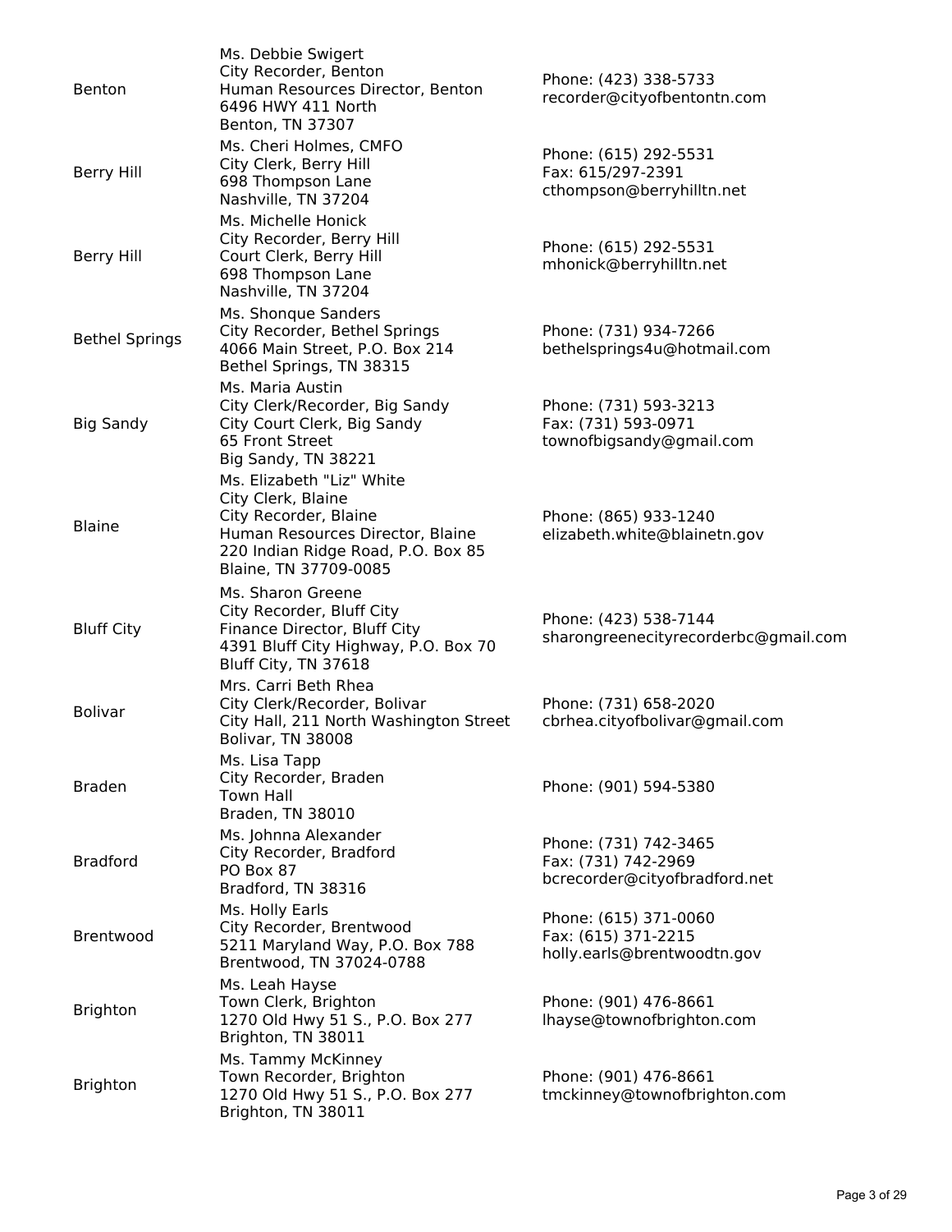| | | |
|---|---|---|
| Benton | Ms. Debbie Swigert<br>City Recorder, Benton<br>Human Resources Director, Benton<br>6496 HWY 411 North<br>Benton, TN 37307 | Phone: (423) 338-5733<br>recorder@cityofbentontn.com |
| Berry Hill | Ms. Cheri Holmes, CMFO<br>City Clerk, Berry Hill<br>698 Thompson Lane<br>Nashville, TN 37204 | Phone: (615) 292-5531<br>Fax: 615/297-2391<br>cthompson@berryhilltn.net |
| Berry Hill | Ms. Michelle Honick<br>City Recorder, Berry Hill<br>Court Clerk, Berry Hill<br>698 Thompson Lane<br>Nashville, TN 37204 | Phone: (615) 292-5531<br>mhonick@berryhilltn.net |
| Bethel Springs | Ms. Shonque Sanders<br>City Recorder, Bethel Springs<br>4066 Main Street, P.O. Box 214<br>Bethel Springs, TN 38315 | Phone: (731) 934-7266<br>bethelsprings4u@hotmail.com |
| Big Sandy | Ms. Maria Austin<br>City Clerk/Recorder, Big Sandy<br>City Court Clerk, Big Sandy<br>65 Front Street<br>Big Sandy, TN 38221 | Phone: (731) 593-3213<br>Fax: (731) 593-0971<br>townofbigsandy@gmail.com |
| Blaine | Ms. Elizabeth "Liz" White<br>City Clerk, Blaine<br>City Recorder, Blaine<br>Human Resources Director, Blaine<br>220 Indian Ridge Road, P.O. Box 85<br>Blaine, TN 37709-0085 | Phone: (865) 933-1240<br>elizabeth.white@blainetn.gov |
| Bluff City | Ms. Sharon Greene<br>City Recorder, Bluff City<br>Finance Director, Bluff City<br>4391 Bluff City Highway, P.O. Box 70<br>Bluff City, TN 37618 | Phone: (423) 538-7144<br>sharongreenecityrecorderbc@gmail.com |
| Bolivar | Mrs. Carri Beth Rhea<br>City Clerk/Recorder, Bolivar<br>City Hall, 211 North Washington Street<br>Bolivar, TN 38008 | Phone: (731) 658-2020<br>cbrhea.cityofbolivar@gmail.com |
| Braden | Ms. Lisa Tapp<br>City Recorder, Braden<br>Town Hall<br>Braden, TN 38010 | Phone: (901) 594-5380 |
| Bradford | Ms. Johnna Alexander<br>City Recorder, Bradford<br>PO Box 87<br>Bradford, TN 38316 | Phone: (731) 742-3465<br>Fax: (731) 742-2969<br>bcrecorder@cityofbradford.net |
| Brentwood | Ms. Holly Earls<br>City Recorder, Brentwood<br>5211 Maryland Way, P.O. Box 788<br>Brentwood, TN 37024-0788 | Phone: (615) 371-0060<br>Fax: (615) 371-2215<br>holly.earls@brentwoodtn.gov |
| Brighton | Ms. Leah Hayse<br>Town Clerk, Brighton<br>1270 Old Hwy 51 S., P.O. Box 277<br>Brighton, TN 38011 | Phone: (901) 476-8661<br>lhayse@townofbrighton.com |
| Brighton | Ms. Tammy McKinney<br>Town Recorder, Brighton<br>1270 Old Hwy 51 S., P.O. Box 277<br>Brighton, TN 38011 | Phone: (901) 476-8661<br>tmckinney@townofbrighton.com |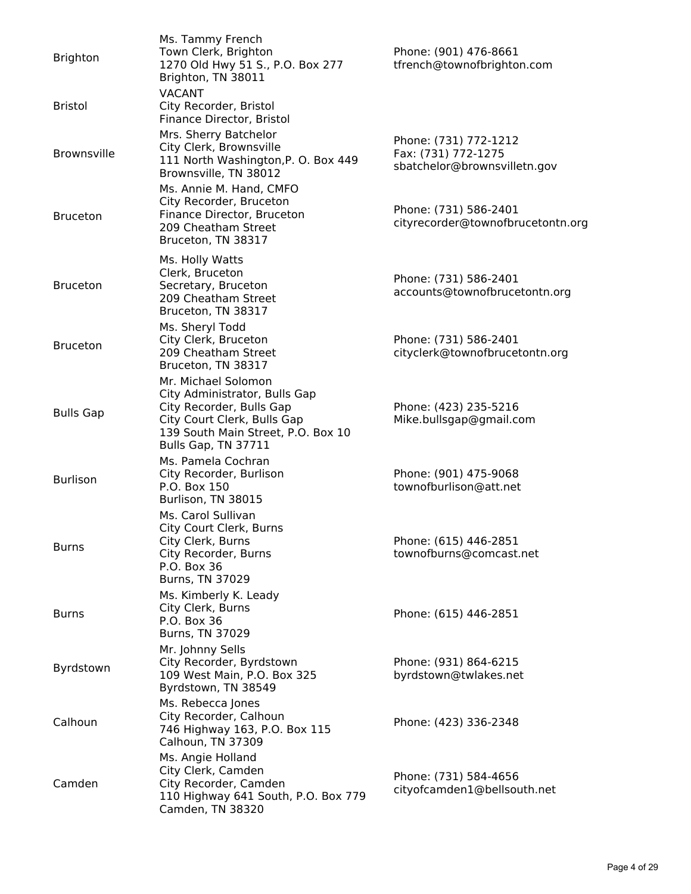| | | |
|---|---|---|
| Brighton | Ms. Tammy French<br>Town Clerk, Brighton<br>1270 Old Hwy 51 S., P.O. Box 277<br>Brighton, TN 38011 | Phone: (901) 476-8661<br>tfrench@townofbrighton.com |
| Bristol | VACANT<br>City Recorder, Bristol<br>Finance Director, Bristol | |
| Brownsville | Mrs. Sherry Batchelor<br>City Clerk, Brownsville<br>111 North Washington,P. O. Box 449<br>Brownsville, TN 38012 | Phone: (731) 772-1212<br>Fax: (731) 772-1275<br>sbatchelor@brownsvilletn.gov |
| Bruceton | Ms. Annie M. Hand, CMFO<br>City Recorder, Bruceton<br>Finance Director, Bruceton<br>209 Cheatham Street<br>Bruceton, TN 38317 | Phone: (731) 586-2401<br>cityrecorder@townofbrucetontn.org |
| Bruceton | Ms. Holly Watts<br>Clerk, Bruceton<br>Secretary, Bruceton<br>209 Cheatham Street<br>Bruceton, TN 38317 | Phone: (731) 586-2401<br>accounts@townofbrucetontn.org |
| Bruceton | Ms. Sheryl Todd<br>City Clerk, Bruceton<br>209 Cheatham Street<br>Bruceton, TN 38317 | Phone: (731) 586-2401<br>cityclerk@townofbrucetontn.org |
| Bulls Gap | Mr. Michael Solomon<br>City Administrator, Bulls Gap<br>City Recorder, Bulls Gap<br>City Court Clerk, Bulls Gap<br>139 South Main Street, P.O. Box 10<br>Bulls Gap, TN 37711 | Phone: (423) 235-5216<br>Mike.bullsgap@gmail.com |
| Burlison | Ms. Pamela Cochran<br>City Recorder, Burlison<br>P.O. Box 150<br>Burlison, TN 38015 | Phone: (901) 475-9068<br>townofburlison@att.net |
| Burns | Ms. Carol Sullivan<br>City Court Clerk, Burns<br>City Clerk, Burns<br>City Recorder, Burns<br>P.O. Box 36<br>Burns, TN 37029 | Phone: (615) 446-2851<br>townofburns@comcast.net |
| Burns | Ms. Kimberly K. Leady<br>City Clerk, Burns<br>P.O. Box 36<br>Burns, TN 37029 | Phone: (615) 446-2851 |
| Byrdstown | Mr. Johnny Sells<br>City Recorder, Byrdstown<br>109 West Main, P.O. Box 325<br>Byrdstown, TN 38549 | Phone: (931) 864-6215<br>byrdstown@twlakes.net |
| Calhoun | Ms. Rebecca Jones<br>City Recorder, Calhoun<br>746 Highway 163, P.O. Box 115<br>Calhoun, TN 37309 | Phone: (423) 336-2348 |
| Camden | Ms. Angie Holland<br>City Clerk, Camden<br>City Recorder, Camden<br>110 Highway 641 South, P.O. Box 779<br>Camden, TN 38320 | Phone: (731) 584-4656<br>cityofcamden1@bellsouth.net |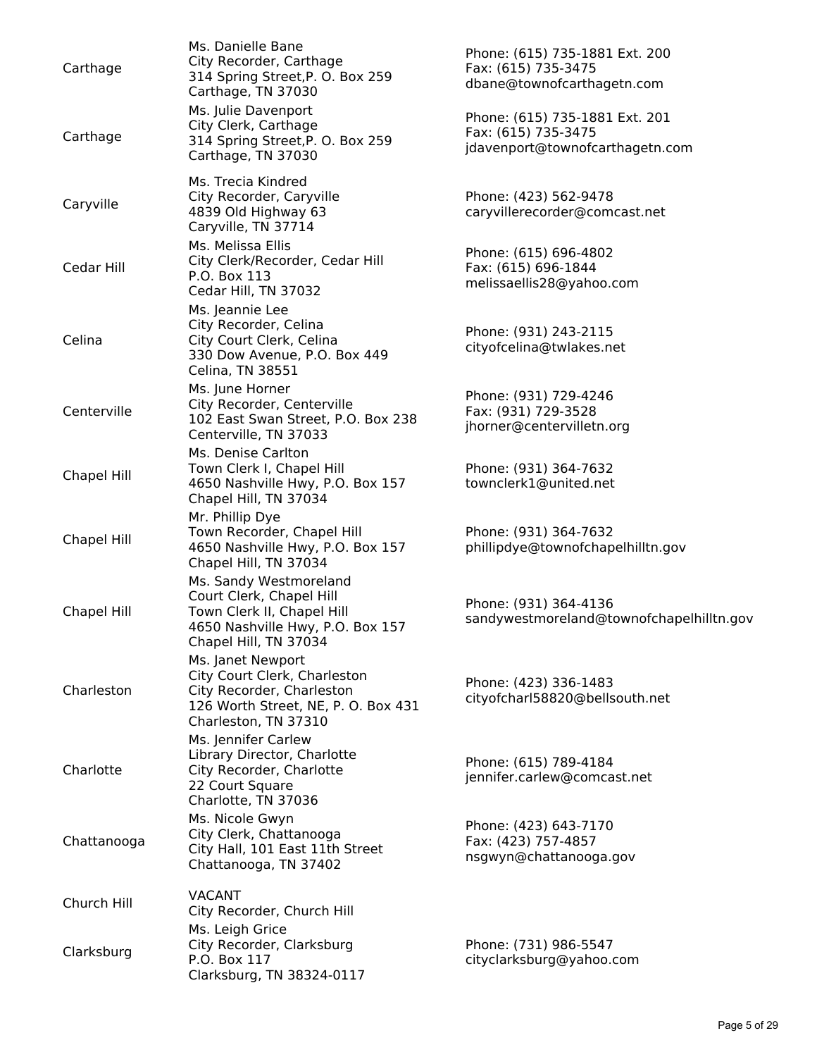| | | |
|---|---|---|
| Carthage | Ms. Danielle Bane<br>City Recorder, Carthage<br>314 Spring Street,P. O. Box 259<br>Carthage, TN 37030 | Phone: (615) 735-1881 Ext. 200<br>Fax: (615) 735-3475<br>dbane@townofcarthagetn.com |
| Carthage | Ms. Julie Davenport<br>City Clerk, Carthage<br>314 Spring Street,P. O. Box 259<br>Carthage, TN 37030 | Phone: (615) 735-1881 Ext. 201<br>Fax: (615) 735-3475<br>jdavenport@townofcarthagetn.com |
| Caryville | Ms. Trecia Kindred<br>City Recorder, Caryville<br>4839 Old Highway 63<br>Caryville, TN 37714 | Phone: (423) 562-9478<br>caryvillerecorder@comcast.net |
| Cedar Hill | Ms. Melissa Ellis<br>City Clerk/Recorder, Cedar Hill<br>P.O. Box 113<br>Cedar Hill, TN 37032 | Phone: (615) 696-4802<br>Fax: (615) 696-1844<br>melissaellis28@yahoo.com |
| Celina | Ms. Jeannie Lee<br>City Recorder, Celina<br>City Court Clerk, Celina<br>330 Dow Avenue, P.O. Box 449<br>Celina, TN 38551 | Phone: (931) 243-2115<br>cityofcelina@twlakes.net |
| Centerville | Ms. June Horner<br>City Recorder, Centerville<br>102 East Swan Street, P.O. Box 238<br>Centerville, TN 37033 | Phone: (931) 729-4246<br>Fax: (931) 729-3528<br>jhorner@centervilletn.org |
| Chapel Hill | Ms. Denise Carlton<br>Town Clerk I, Chapel Hill<br>4650 Nashville Hwy, P.O. Box 157<br>Chapel Hill, TN 37034 | Phone: (931) 364-7632<br>townclerk1@united.net |
| Chapel Hill | Mr. Phillip Dye<br>Town Recorder, Chapel Hill<br>4650 Nashville Hwy, P.O. Box 157<br>Chapel Hill, TN 37034 | Phone: (931) 364-7632<br>phillipdye@townofchapelhilltn.gov |
| Chapel Hill | Ms. Sandy Westmoreland<br>Court Clerk, Chapel Hill<br>Town Clerk II, Chapel Hill<br>4650 Nashville Hwy, P.O. Box 157<br>Chapel Hill, TN 37034 | Phone: (931) 364-4136<br>sandywestmoreland@townofchapelhilltn.gov |
| Charleston | Ms. Janet Newport<br>City Court Clerk, Charleston<br>City Recorder, Charleston<br>126 Worth Street, NE, P. O. Box 431<br>Charleston, TN 37310 | Phone: (423) 336-1483<br>cityofcharl58820@bellsouth.net |
| Charlotte | Ms. Jennifer Carlew<br>Library Director, Charlotte<br>City Recorder, Charlotte<br>22 Court Square<br>Charlotte, TN 37036 | Phone: (615) 789-4184<br>jennifer.carlew@comcast.net |
| Chattanooga | Ms. Nicole Gwyn<br>City Clerk, Chattanooga<br>City Hall, 101 East 11th Street<br>Chattanooga, TN 37402 | Phone: (423) 643-7170<br>Fax: (423) 757-4857<br>nsgwyn@chattanooga.gov |
| Church Hill | VACANT<br>City Recorder, Church Hill | |
| Clarksburg | Ms. Leigh Grice<br>City Recorder, Clarksburg<br>P.O. Box 117<br>Clarksburg, TN 38324-0117 | Phone: (731) 986-5547<br>cityclarksburg@yahoo.com |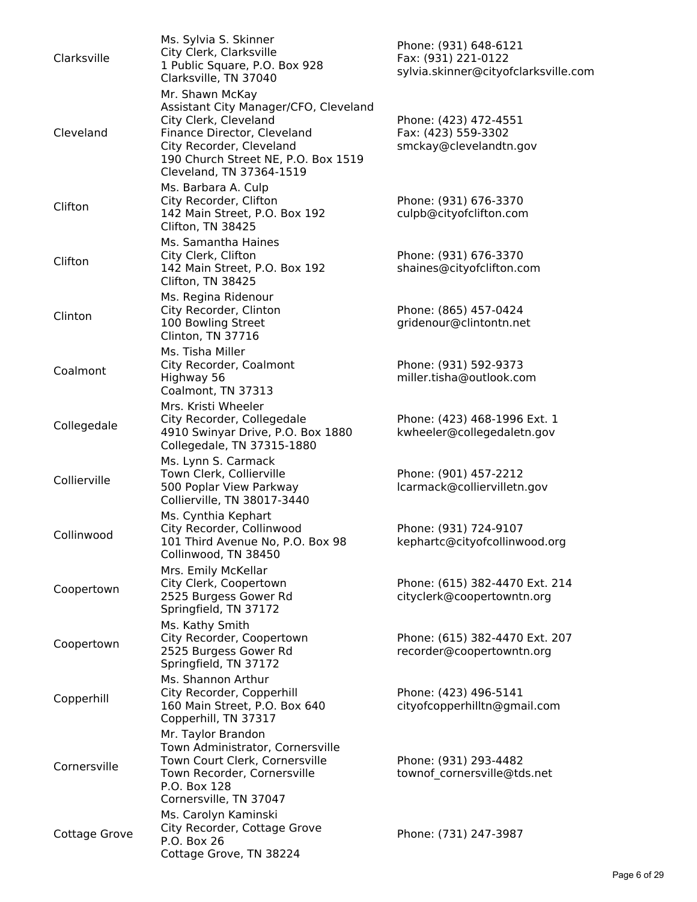| | | |
|---|---|---|
| Clarksville | Ms. Sylvia S. Skinner<br>City Clerk, Clarksville<br>1 Public Square, P.O. Box 928<br>Clarksville, TN 37040 | Phone: (931) 648-6121<br>Fax: (931) 221-0122<br>sylvia.skinner@cityofclarksville.com |
| Cleveland | Mr. Shawn McKay<br>Assistant City Manager/CFO, Cleveland<br>City Clerk, Cleveland<br>Finance Director, Cleveland<br>City Recorder, Cleveland<br>190 Church Street NE, P.O. Box 1519<br>Cleveland, TN 37364-1519 | Phone: (423) 472-4551<br>Fax: (423) 559-3302<br>smckay@clevelandtn.gov |
| Clifton | Ms. Barbara A. Culp<br>City Recorder, Clifton<br>142 Main Street, P.O. Box 192<br>Clifton, TN 38425 | Phone: (931) 676-3370<br>culpb@cityofclifton.com |
| Clifton | Ms. Samantha Haines<br>City Clerk, Clifton<br>142 Main Street, P.O. Box 192<br>Clifton, TN 38425 | Phone: (931) 676-3370<br>shaines@cityofclifton.com |
| Clinton | Ms. Regina Ridenour<br>City Recorder, Clinton<br>100 Bowling Street<br>Clinton, TN 37716 | Phone: (865) 457-0424<br>gridenour@clintontn.net |
| Coalmont | Ms. Tisha Miller<br>City Recorder, Coalmont<br>Highway 56<br>Coalmont, TN 37313 | Phone: (931) 592-9373<br>miller.tisha@outlook.com |
| Collegedale | Mrs. Kristi Wheeler<br>City Recorder, Collegedale<br>4910 Swinyar Drive, P.O. Box 1880<br>Collegedale, TN 37315-1880 | Phone: (423) 468-1996 Ext. 1<br>kwheeler@collegedaletn.gov |
| Collierville | Ms. Lynn S. Carmack<br>Town Clerk, Collierville<br>500 Poplar View Parkway<br>Collierville, TN 38017-3440 | Phone: (901) 457-2212<br>lcarmack@colliervilletn.gov |
| Collinwood | Ms. Cynthia Kephart<br>City Recorder, Collinwood<br>101 Third Avenue No, P.O. Box 98<br>Collinwood, TN 38450 | Phone: (931) 724-9107<br>kephartc@cityofcollinwood.org |
| Coopertown | Mrs. Emily McKellar<br>City Clerk, Coopertown<br>2525 Burgess Gower Rd<br>Springfield, TN 37172 | Phone: (615) 382-4470 Ext. 214<br>cityclerk@coopertowntn.org |
| Coopertown | Ms. Kathy Smith<br>City Recorder, Coopertown<br>2525 Burgess Gower Rd<br>Springfield, TN 37172 | Phone: (615) 382-4470 Ext. 207<br>recorder@coopertowntn.org |
| Copperhill | Ms. Shannon Arthur<br>City Recorder, Copperhill<br>160 Main Street, P.O. Box 640<br>Copperhill, TN 37317 | Phone: (423) 496-5141<br>cityofcopperhilltn@gmail.com |
| Cornersville | Mr. Taylor Brandon<br>Town Administrator, Cornersville<br>Town Court Clerk, Cornersville<br>Town Recorder, Cornersville<br>P.O. Box 128<br>Cornersville, TN 37047 | Phone: (931) 293-4482<br>townof_cornersville@tds.net |
| Cottage Grove | Ms. Carolyn Kaminski<br>City Recorder, Cottage Grove<br>P.O. Box 26<br>Cottage Grove, TN 38224 | Phone: (731) 247-3987 |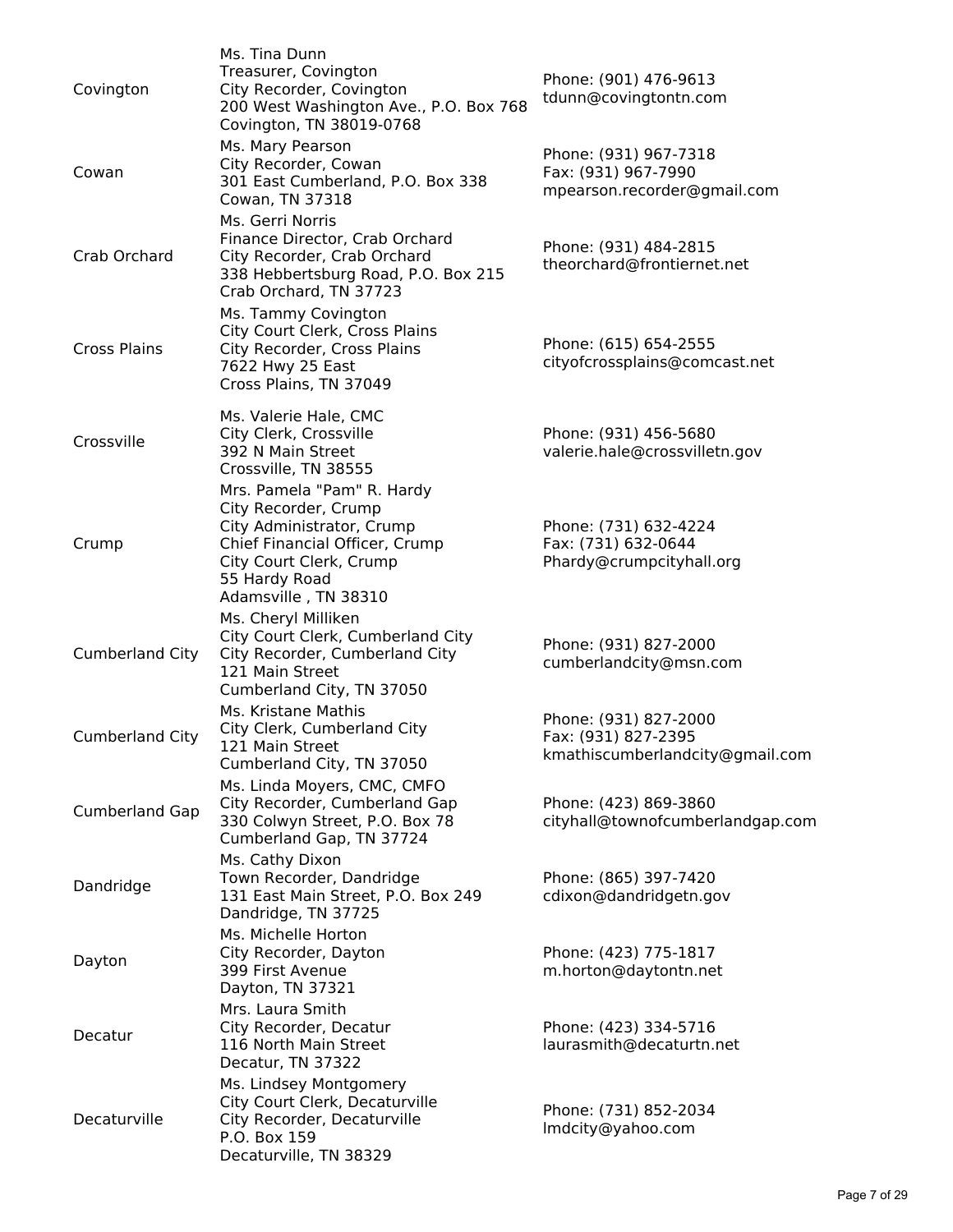| | | |
|---|---|---|
| Covington | Ms. Tina Dunn<br>Treasurer, Covington<br>City Recorder, Covington<br>200 West Washington Ave., P.O. Box 768<br>Covington, TN 38019-0768 | Phone: (901) 476-9613<br>tdunn@covingtontn.com |
| Cowan | Ms. Mary Pearson<br>City Recorder, Cowan<br>301 East Cumberland, P.O. Box 338<br>Cowan, TN 37318 | Phone: (931) 967-7318<br>Fax: (931) 967-7990<br>mpearson.recorder@gmail.com |
| Crab Orchard | Ms. Gerri Norris<br>Finance Director, Crab Orchard<br>City Recorder, Crab Orchard<br>338 Hebbertsburg Road, P.O. Box 215<br>Crab Orchard, TN 37723 | Phone: (931) 484-2815<br>theorchard@frontiernet.net |
| Cross Plains | Ms. Tammy Covington<br>City Court Clerk, Cross Plains<br>City Recorder, Cross Plains<br>7622 Hwy 25 East<br>Cross Plains, TN 37049 | Phone: (615) 654-2555<br>cityofcrossplains@comcast.net |
| Crossville | Ms. Valerie Hale, CMC<br>City Clerk, Crossville<br>392 N Main Street<br>Crossville, TN 38555 | Phone: (931) 456-5680<br>valerie.hale@crossvilletn.gov |
| Crump | Mrs. Pamela "Pam" R. Hardy<br>City Recorder, Crump<br>City Administrator, Crump<br>Chief Financial Officer, Crump<br>City Court Clerk, Crump<br>55 Hardy Road<br>Adamsville , TN 38310 | Phone: (731) 632-4224<br>Fax: (731) 632-0644<br>Phardy@crumpcityhall.org |
| Cumberland City | Ms. Cheryl Milliken<br>City Court Clerk, Cumberland City<br>City Recorder, Cumberland City<br>121 Main Street<br>Cumberland City, TN 37050 | Phone: (931) 827-2000<br>cumberlandcity@msn.com |
| Cumberland City | Ms. Kristane Mathis<br>City Clerk, Cumberland City<br>121 Main Street<br>Cumberland City, TN 37050 | Phone: (931) 827-2000<br>Fax: (931) 827-2395<br>kmathiscumberlandcity@gmail.com |
| Cumberland Gap | Ms. Linda Moyers, CMC, CMFO<br>City Recorder, Cumberland Gap<br>330 Colwyn Street, P.O. Box 78<br>Cumberland Gap, TN 37724 | Phone: (423) 869-3860<br>cityhall@townofcumberlandgap.com |
| Dandridge | Ms. Cathy Dixon<br>Town Recorder, Dandridge<br>131 East Main Street, P.O. Box 249<br>Dandridge, TN 37725 | Phone: (865) 397-7420<br>cdixon@dandridgetn.gov |
| Dayton | Ms. Michelle Horton<br>City Recorder, Dayton<br>399 First Avenue<br>Dayton, TN 37321 | Phone: (423) 775-1817<br>m.horton@daytontn.net |
| Decatur | Mrs. Laura Smith<br>City Recorder, Decatur<br>116 North Main Street<br>Decatur, TN 37322 | Phone: (423) 334-5716<br>laurasmith@decaturtn.net |
| Decaturville | Ms. Lindsey Montgomery<br>City Court Clerk, Decaturville<br>City Recorder, Decaturville<br>P.O. Box 159<br>Decaturville, TN 38329 | Phone: (731) 852-2034<br>lmdcity@yahoo.com |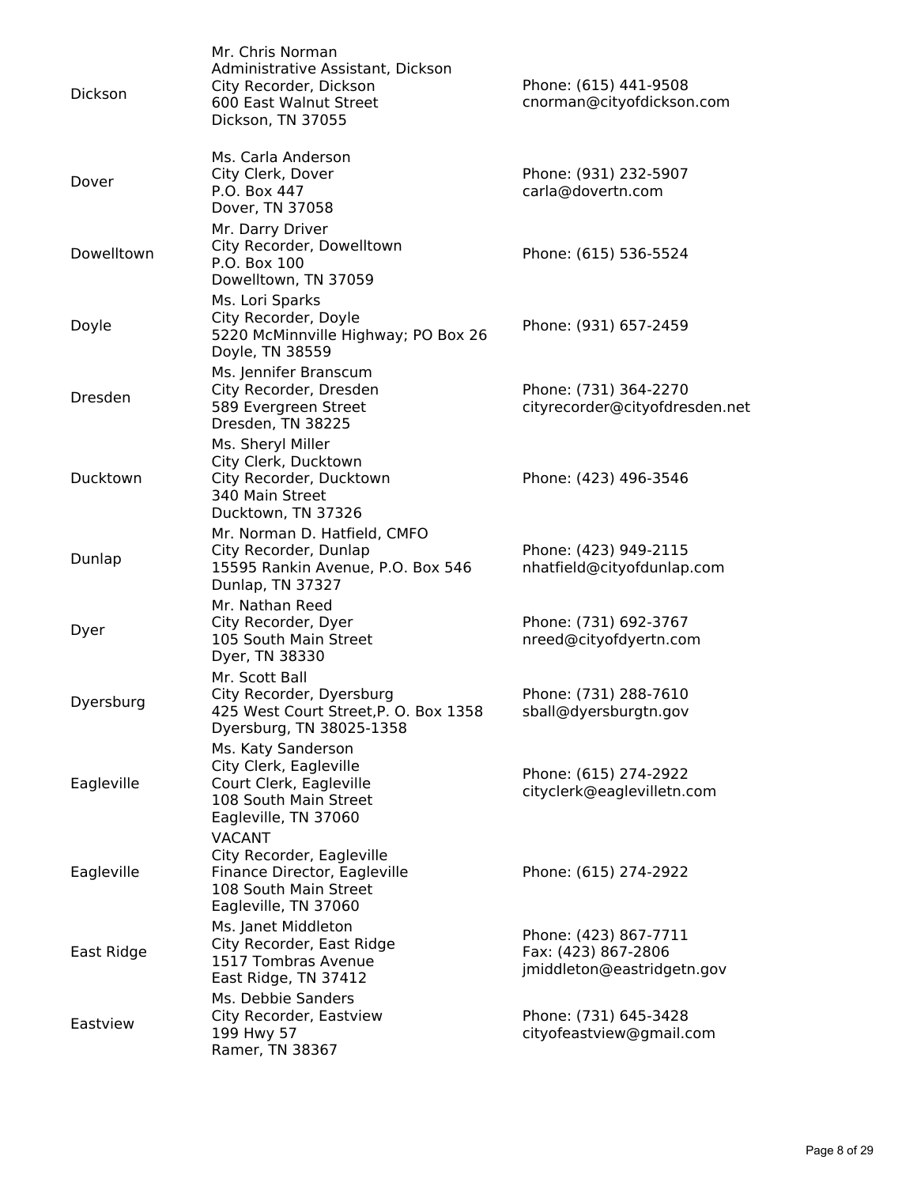| | | |
|---|---|---|
| Dickson | Mr. Chris Norman<br>Administrative Assistant, Dickson<br>City Recorder, Dickson<br>600 East Walnut Street<br>Dickson, TN 37055 | Phone: (615) 441-9508<br>cnorman@cityofdickson.com |
| Dover | Ms. Carla Anderson<br>City Clerk, Dover<br>P.O. Box 447<br>Dover, TN 37058 | Phone: (931) 232-5907<br>carla@dovertn.com |
| Dowelltown | Mr. Darry Driver<br>City Recorder, Dowelltown<br>P.O. Box 100<br>Dowelltown, TN 37059 | Phone: (615) 536-5524 |
| Doyle | Ms. Lori Sparks<br>City Recorder, Doyle<br>5220 McMinnville Highway; PO Box 26<br>Doyle, TN 38559 | Phone: (931) 657-2459 |
| Dresden | Ms. Jennifer Branscum<br>City Recorder, Dresden<br>589 Evergreen Street<br>Dresden, TN 38225 | Phone: (731) 364-2270<br>cityrecorder@cityofdresden.net |
| Ducktown | Ms. Sheryl Miller<br>City Clerk, Ducktown<br>City Recorder, Ducktown<br>340 Main Street<br>Ducktown, TN 37326 | Phone: (423) 496-3546 |
| Dunlap | Mr. Norman D. Hatfield, CMFO<br>City Recorder, Dunlap<br>15595 Rankin Avenue, P.O. Box 546<br>Dunlap, TN 37327 | Phone: (423) 949-2115<br>nhatfield@cityofdunlap.com |
| Dyer | Mr. Nathan Reed<br>City Recorder, Dyer<br>105 South Main Street<br>Dyer, TN 38330 | Phone: (731) 692-3767<br>nreed@cityofdyertn.com |
| Dyersburg | Mr. Scott Ball<br>City Recorder, Dyersburg<br>425 West Court Street,P. O. Box 1358<br>Dyersburg, TN 38025-1358 | Phone: (731) 288-7610<br>sball@dyersburgtn.gov |
| Eagleville | Ms. Katy Sanderson<br>City Clerk, Eagleville<br>Court Clerk, Eagleville<br>108 South Main Street<br>Eagleville, TN 37060 | Phone: (615) 274-2922<br>cityclerk@eaglevilletn.com |
| Eagleville | VACANT<br>City Recorder, Eagleville<br>Finance Director, Eagleville<br>108 South Main Street<br>Eagleville, TN 37060 | Phone: (615) 274-2922 |
| East Ridge | Ms. Janet Middleton<br>City Recorder, East Ridge<br>1517 Tombras Avenue<br>East Ridge, TN 37412 | Phone: (423) 867-7711<br>Fax: (423) 867-2806<br>jmiddleton@eastridgetn.gov |
| Eastview | Ms. Debbie Sanders<br>City Recorder, Eastview<br>199 Hwy 57<br>Ramer, TN 38367 | Phone: (731) 645-3428<br>cityofeastview@gmail.com |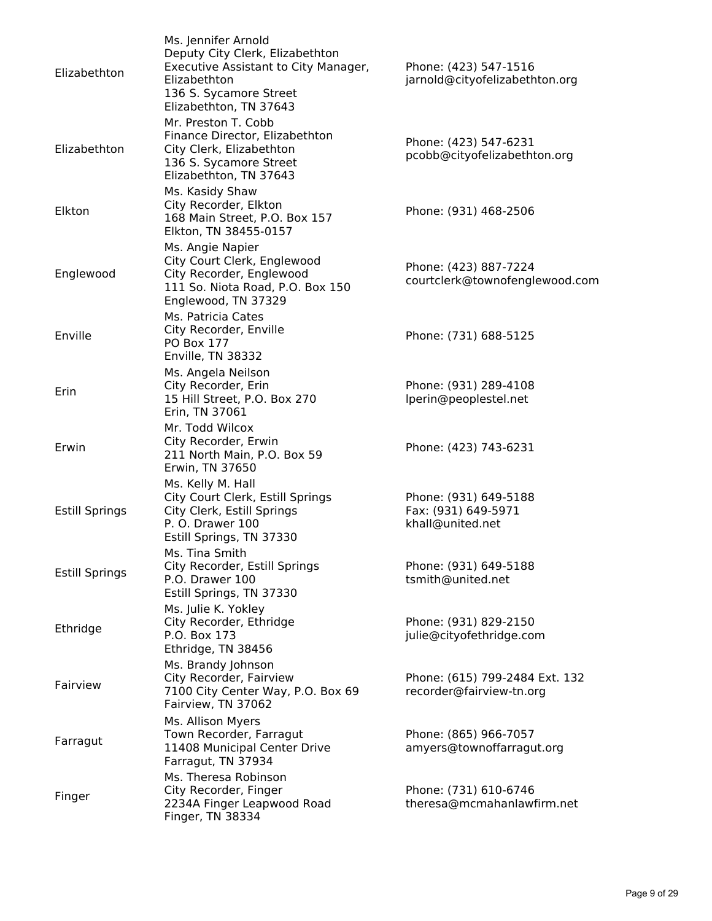| | | |
|---|---|---|
| Elizabethton | Ms. Jennifer Arnold<br>Deputy City Clerk, Elizabethton<br>Executive Assistant to City Manager, Elizabethton<br>136 S. Sycamore Street<br>Elizabethton, TN 37643 | Phone: (423) 547-1516<br>jarnold@cityofelizabethton.org |
| Elizabethton | Mr. Preston T. Cobb<br>Finance Director, Elizabethton<br>City Clerk, Elizabethton<br>136 S. Sycamore Street<br>Elizabethton, TN 37643 | Phone: (423) 547-6231<br>pcobb@cityofelizabethton.org |
| Elkton | Ms. Kasidy Shaw<br>City Recorder, Elkton<br>168 Main Street, P.O. Box 157<br>Elkton, TN 38455-0157 | Phone: (931) 468-2506 |
| Englewood | Ms. Angie Napier<br>City Court Clerk, Englewood<br>City Recorder, Englewood<br>111 So. Niota Road, P.O. Box 150<br>Englewood, TN 37329 | Phone: (423) 887-7224<br>courtclerk@townofenglewood.com |
| Enville | Ms. Patricia Cates<br>City Recorder, Enville<br>PO Box 177<br>Enville, TN 38332 | Phone: (731) 688-5125 |
| Erin | Ms. Angela Neilson<br>City Recorder, Erin<br>15 Hill Street, P.O. Box 270<br>Erin, TN 37061 | Phone: (931) 289-4108<br>lperin@peoplestel.net |
| Erwin | Mr. Todd Wilcox<br>City Recorder, Erwin<br>211 North Main, P.O. Box 59<br>Erwin, TN 37650 | Phone: (423) 743-6231 |
| Estill Springs | Ms. Kelly M. Hall<br>City Court Clerk, Estill Springs<br>City Clerk, Estill Springs<br>P. O. Drawer 100<br>Estill Springs, TN 37330 | Phone: (931) 649-5188<br>Fax: (931) 649-5971<br>khall@united.net |
| Estill Springs | Ms. Tina Smith<br>City Recorder, Estill Springs<br>P.O. Drawer 100<br>Estill Springs, TN 37330 | Phone: (931) 649-5188<br>tsmith@united.net |
| Ethridge | Ms. Julie K. Yokley<br>City Recorder, Ethridge<br>P.O. Box 173<br>Ethridge, TN 38456 | Phone: (931) 829-2150<br>julie@cityofethridge.com |
| Fairview | Ms. Brandy Johnson<br>City Recorder, Fairview<br>7100 City Center Way, P.O. Box 69<br>Fairview, TN 37062 | Phone: (615) 799-2484 Ext. 132<br>recorder@fairview-tn.org |
| Farragut | Ms. Allison Myers<br>Town Recorder, Farragut<br>11408 Municipal Center Drive<br>Farragut, TN 37934 | Phone: (865) 966-7057<br>amyers@townoffarragut.org |
| Finger | Ms. Theresa Robinson<br>City Recorder, Finger<br>2234A Finger Leapwood Road<br>Finger, TN 38334 | Phone: (731) 610-6746<br>theresa@mcmahanlawfirm.net |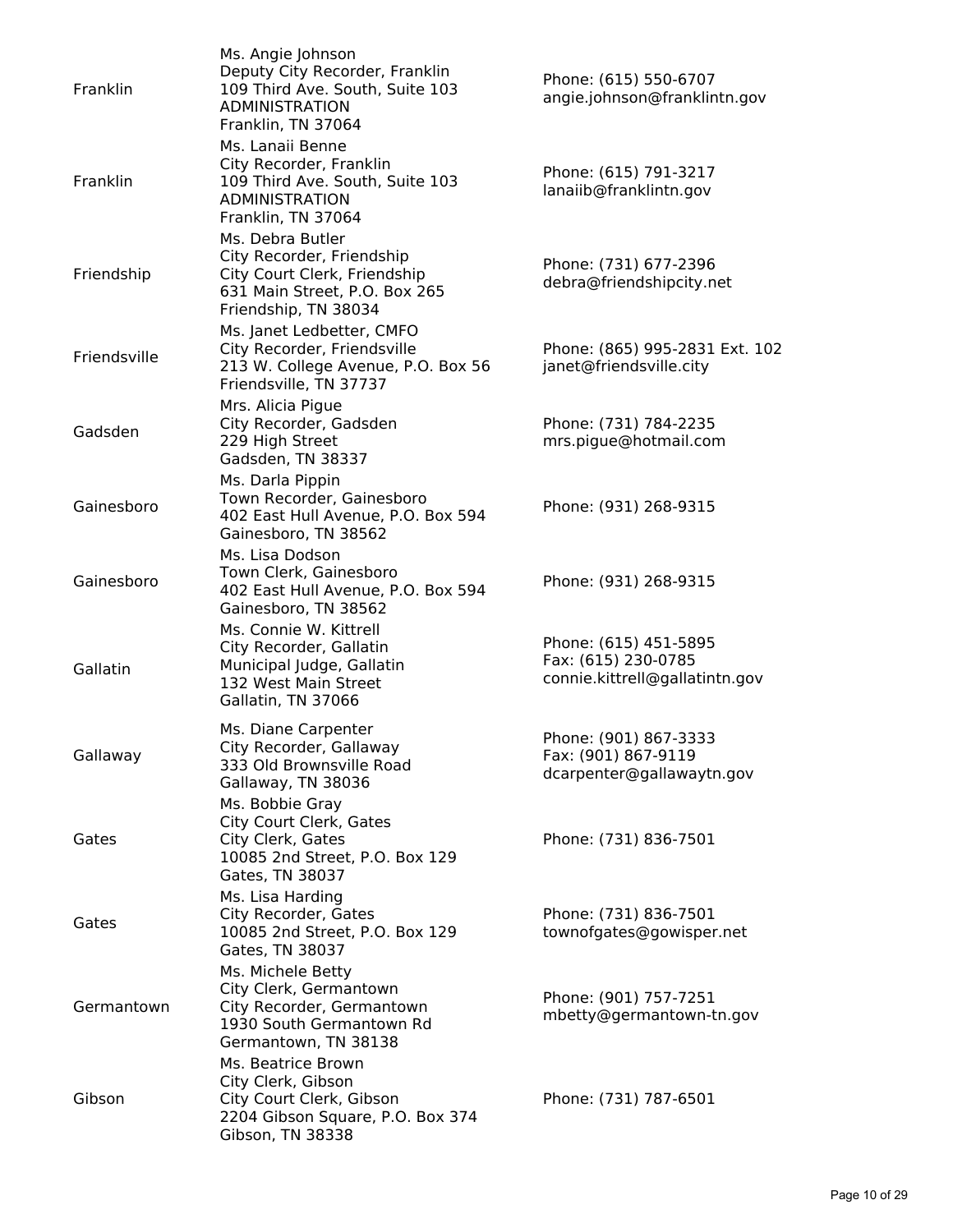| | | |
|---|---|---|
| Franklin | Ms. Angie Johnson<br>Deputy City Recorder, Franklin<br>109 Third Ave. South, Suite 103<br>ADMINISTRATION<br>Franklin, TN 37064 | Phone: (615) 550-6707<br>angie.johnson@franklintn.gov |
| Franklin | Ms. Lanaii Benne<br>City Recorder, Franklin<br>109 Third Ave. South, Suite 103<br>ADMINISTRATION<br>Franklin, TN 37064 | Phone: (615) 791-3217<br>lanaiib@franklintn.gov |
| Friendship | Ms. Debra Butler<br>City Recorder, Friendship<br>City Court Clerk, Friendship<br>631 Main Street, P.O. Box 265<br>Friendship, TN 38034 | Phone: (731) 677-2396<br>debra@friendshipcity.net |
| Friendsville | Ms. Janet Ledbetter, CMFO<br>City Recorder, Friendsville<br>213 W. College Avenue, P.O. Box 56<br>Friendsville, TN 37737 | Phone: (865) 995-2831 Ext. 102<br>janet@friendsville.city |
| Gadsden | Mrs. Alicia Pigue<br>City Recorder, Gadsden<br>229 High Street<br>Gadsden, TN 38337 | Phone: (731) 784-2235<br>mrs.pigue@hotmail.com |
| Gainesboro | Ms. Darla Pippin<br>Town Recorder, Gainesboro<br>402 East Hull Avenue, P.O. Box 594<br>Gainesboro, TN 38562 | Phone: (931) 268-9315 |
| Gainesboro | Ms. Lisa Dodson<br>Town Clerk, Gainesboro<br>402 East Hull Avenue, P.O. Box 594<br>Gainesboro, TN 38562 | Phone: (931) 268-9315 |
| Gallatin | Ms. Connie W. Kittrell<br>City Recorder, Gallatin<br>Municipal Judge, Gallatin<br>132 West Main Street<br>Gallatin, TN 37066 | Phone: (615) 451-5895<br>Fax: (615) 230-0785<br>connie.kittrell@gallatintn.gov |
| Gallaway | Ms. Diane Carpenter<br>City Recorder, Gallaway<br>333 Old Brownsville Road<br>Gallaway, TN 38036 | Phone: (901) 867-3333<br>Fax: (901) 867-9119<br>dcarpenter@gallawaytn.gov |
| Gates | Ms. Bobbie Gray<br>City Court Clerk, Gates<br>City Clerk, Gates<br>10085 2nd Street, P.O. Box 129<br>Gates, TN 38037 | Phone: (731) 836-7501 |
| Gates | Ms. Lisa Harding<br>City Recorder, Gates<br>10085 2nd Street, P.O. Box 129<br>Gates, TN 38037 | Phone: (731) 836-7501<br>townofgates@gowisper.net |
| Germantown | Ms. Michele Betty<br>City Clerk, Germantown<br>City Recorder, Germantown<br>1930 South Germantown Rd<br>Germantown, TN 38138 | Phone: (901) 757-7251<br>mbetty@germantown-tn.gov |
| Gibson | Ms. Beatrice Brown<br>City Clerk, Gibson<br>City Court Clerk, Gibson<br>2204 Gibson Square, P.O. Box 374<br>Gibson, TN 38338 | Phone: (731) 787-6501 |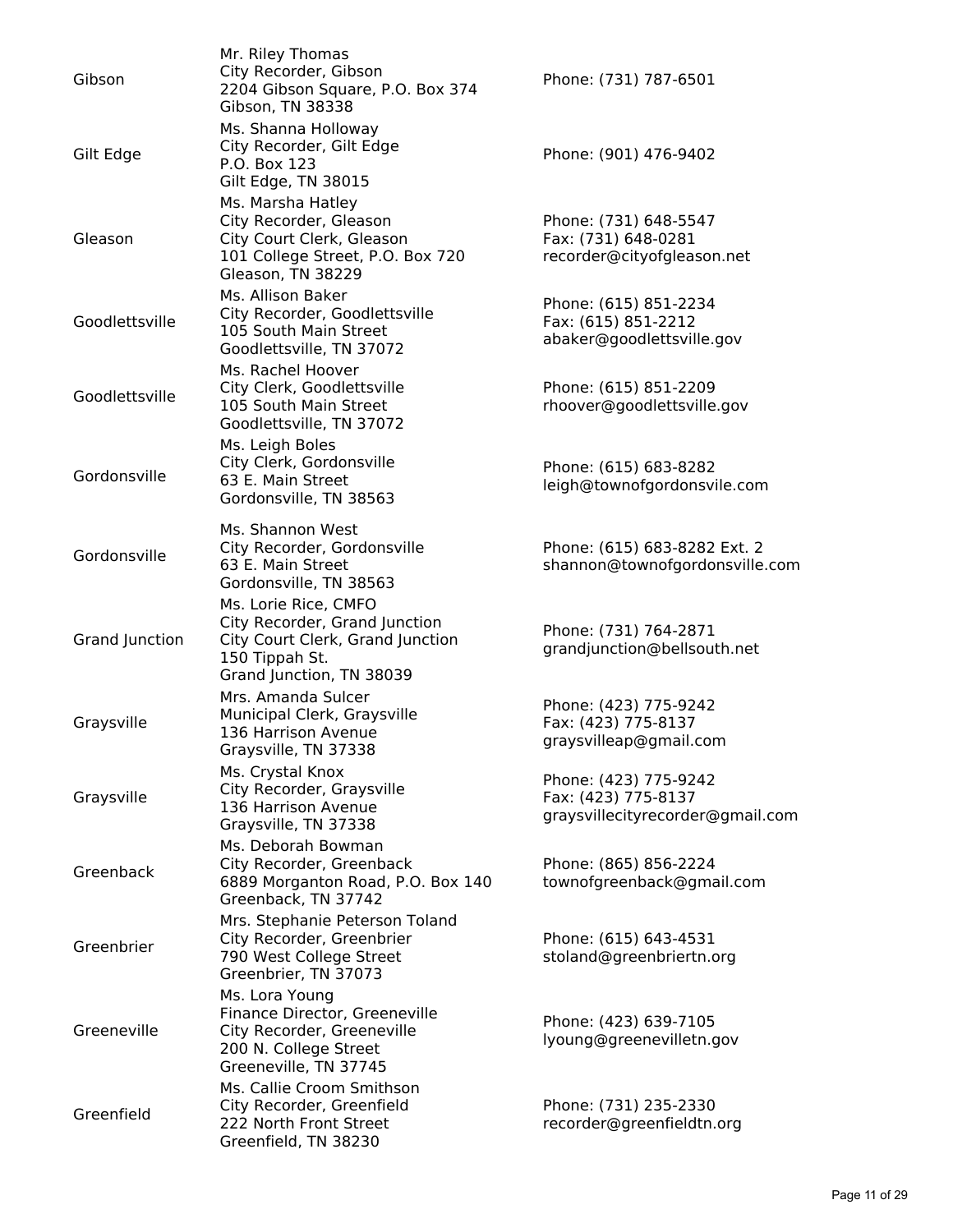| | | |
|---|---|---|
| Gibson | Mr. Riley Thomas<br>City Recorder, Gibson<br>2204 Gibson Square, P.O. Box 374<br>Gibson, TN 38338 | Phone: (731) 787-6501 |
| Gilt Edge | Ms. Shanna Holloway<br>City Recorder, Gilt Edge<br>P.O. Box 123<br>Gilt Edge, TN 38015 | Phone: (901) 476-9402 |
| Gleason | Ms. Marsha Hatley<br>City Recorder, Gleason<br>City Court Clerk, Gleason<br>101 College Street, P.O. Box 720<br>Gleason, TN 38229 | Phone: (731) 648-5547<br>Fax: (731) 648-0281<br>recorder@cityofgleason.net |
| Goodlettsville | Ms. Allison Baker<br>City Recorder, Goodlettsville<br>105 South Main Street<br>Goodlettsville, TN 37072 | Phone: (615) 851-2234<br>Fax: (615) 851-2212<br>abaker@goodlettsville.gov |
| Goodlettsville | Ms. Rachel Hoover<br>City Clerk, Goodlettsville<br>105 South Main Street<br>Goodlettsville, TN 37072 | Phone: (615) 851-2209<br>rhoover@goodlettsville.gov |
| Gordonsville | Ms. Leigh Boles<br>City Clerk, Gordonsville<br>63 E. Main Street<br>Gordonsville, TN 38563 | Phone: (615) 683-8282<br>leigh@townofgordonsvile.com |
| Gordonsville | Ms. Shannon West<br>City Recorder, Gordonsville<br>63 E. Main Street<br>Gordonsville, TN 38563 | Phone: (615) 683-8282 Ext. 2<br>shannon@townofgordonsville.com |
| Grand Junction | Ms. Lorie Rice, CMFO<br>City Recorder, Grand Junction<br>City Court Clerk, Grand Junction<br>150 Tippah St.<br>Grand Junction, TN 38039 | Phone: (731) 764-2871<br>grandjunction@bellsouth.net |
| Graysville | Mrs. Amanda Sulcer<br>Municipal Clerk, Graysville<br>136 Harrison Avenue<br>Graysville, TN 37338 | Phone: (423) 775-9242<br>Fax: (423) 775-8137<br>graysvilleap@gmail.com |
| Graysville | Ms. Crystal Knox<br>City Recorder, Graysville<br>136 Harrison Avenue<br>Graysville, TN 37338 | Phone: (423) 775-9242<br>Fax: (423) 775-8137<br>graysvillecityrecorder@gmail.com |
| Greenback | Ms. Deborah Bowman<br>City Recorder, Greenback<br>6889 Morganton Road, P.O. Box 140<br>Greenback, TN 37742 | Phone: (865) 856-2224<br>townofgreenback@gmail.com |
| Greenbrier | Mrs. Stephanie Peterson Toland<br>City Recorder, Greenbrier<br>790 West College Street<br>Greenbrier, TN 37073 | Phone: (615) 643-4531<br>stoland@greenbriertn.org |
| Greeneville | Ms. Lora Young<br>Finance Director, Greeneville<br>City Recorder, Greeneville<br>200 N. College Street<br>Greeneville, TN 37745 | Phone: (423) 639-7105<br>lyoung@greenevilletn.gov |
| Greenfield | Ms. Callie Croom Smithson<br>City Recorder, Greenfield<br>222 North Front Street<br>Greenfield, TN 38230 | Phone: (731) 235-2330<br>recorder@greenfieldtn.org |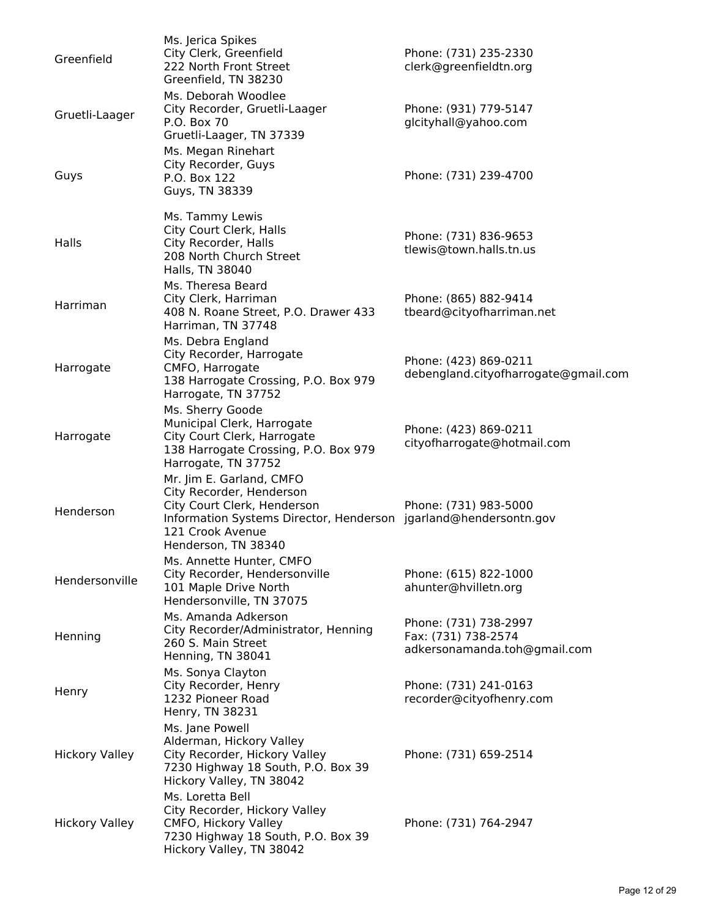| | | |
|---|---|---|
| Greenfield | Ms. Jerica Spikes<br>City Clerk, Greenfield<br>222 North Front Street<br>Greenfield, TN 38230 | Phone: (731) 235-2330<br>clerk@greenfieldtn.org |
| Gruetli-Laager | Ms. Deborah Woodlee<br>City Recorder, Gruetli-Laager<br>P.O. Box 70<br>Gruetli-Laager, TN 37339 | Phone: (931) 779-5147<br>glcityhall@yahoo.com |
| Guys | Ms. Megan Rinehart<br>City Recorder, Guys<br>P.O. Box 122<br>Guys, TN 38339 | Phone: (731) 239-4700 |
| Halls | Ms. Tammy Lewis<br>City Court Clerk, Halls<br>City Recorder, Halls<br>208 North Church Street<br>Halls, TN 38040 | Phone: (731) 836-9653<br>tlewis@town.halls.tn.us |
| Harriman | Ms. Theresa Beard<br>City Clerk, Harriman<br>408 N. Roane Street, P.O. Drawer 433<br>Harriman, TN 37748 | Phone: (865) 882-9414<br>tbeard@cityofharriman.net |
| Harrogate | Ms. Debra England<br>City Recorder, Harrogate<br>CMFO, Harrogate<br>138 Harrogate Crossing, P.O. Box 979<br>Harrogate, TN 37752 | Phone: (423) 869-0211<br>debengland.cityofharrogate@gmail.com |
| Harrogate | Ms. Sherry Goode<br>Municipal Clerk, Harrogate<br>City Court Clerk, Harrogate<br>138 Harrogate Crossing, P.O. Box 979<br>Harrogate, TN 37752 | Phone: (423) 869-0211<br>cityofharrogate@hotmail.com |
| Henderson | Mr. Jim E. Garland, CMFO<br>City Recorder, Henderson<br>City Court Clerk, Henderson<br>Information Systems Director, Henderson<br>121 Crook Avenue<br>Henderson, TN 38340 | Phone: (731) 983-5000<br>jgarland@hendersontn.gov |
| Hendersonville | Ms. Annette Hunter, CMFO<br>City Recorder, Hendersonville<br>101 Maple Drive North<br>Hendersonville, TN 37075 | Phone: (615) 822-1000<br>ahunter@hvilletn.org |
| Henning | Ms. Amanda Adkerson<br>City Recorder/Administrator, Henning<br>260 S. Main Street<br>Henning, TN 38041 | Phone: (731) 738-2997<br>Fax: (731) 738-2574<br>adkersonamanda.toh@gmail.com |
| Henry | Ms. Sonya Clayton<br>City Recorder, Henry<br>1232 Pioneer Road<br>Henry, TN 38231 | Phone: (731) 241-0163<br>recorder@cityofhenry.com |
| Hickory Valley | Ms. Jane Powell<br>Alderman, Hickory Valley<br>City Recorder, Hickory Valley<br>7230 Highway 18 South, P.O. Box 39<br>Hickory Valley, TN 38042 | Phone: (731) 659-2514 |
| Hickory Valley | Ms. Loretta Bell<br>City Recorder, Hickory Valley<br>CMFO, Hickory Valley<br>7230 Highway 18 South, P.O. Box 39<br>Hickory Valley, TN 38042 | Phone: (731) 764-2947 |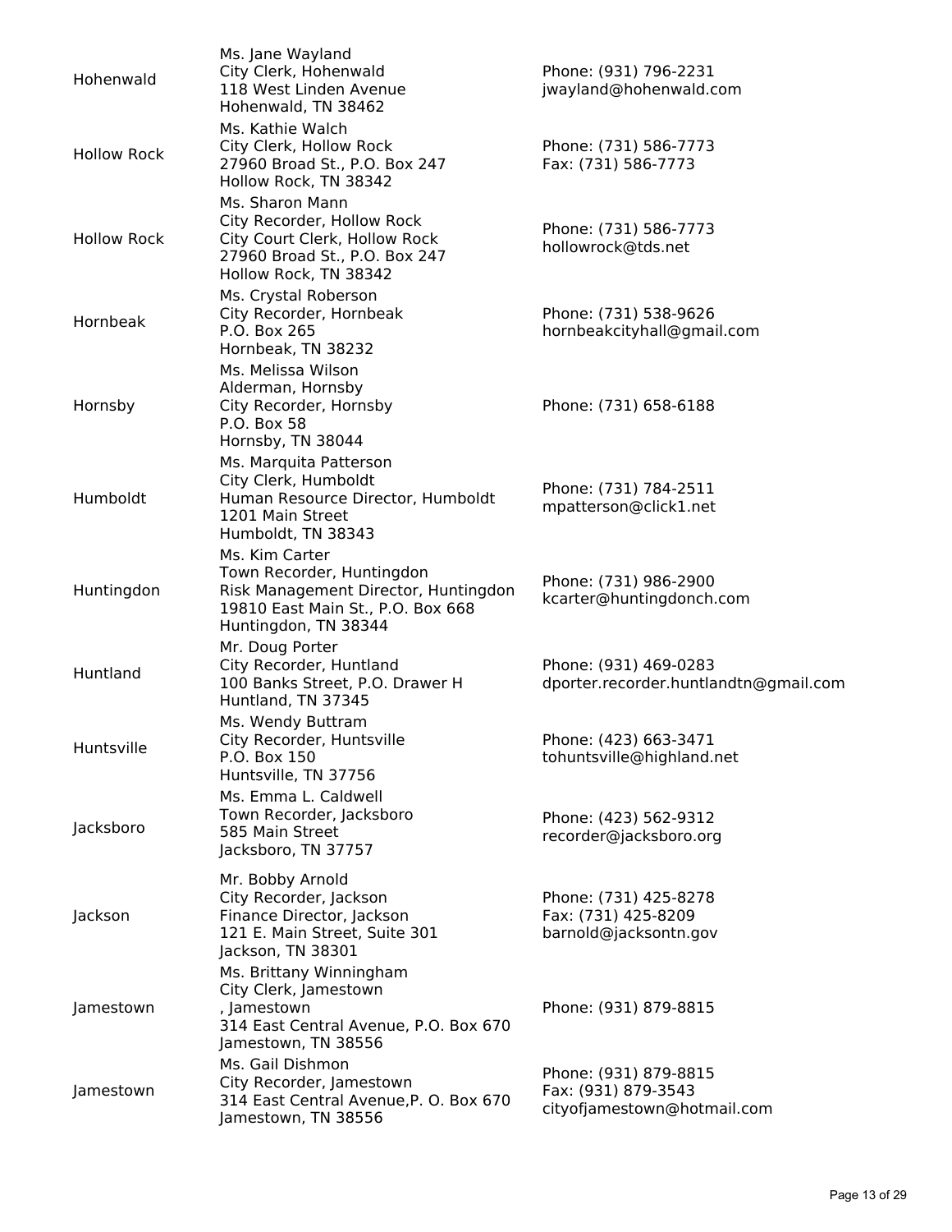| | | |
|---|---|---|
| Hohenwald | Ms. Jane Wayland<br>City Clerk, Hohenwald<br>118 West Linden Avenue<br>Hohenwald, TN 38462 | Phone: (931) 796-2231<br>jwayland@hohenwald.com |
| Hollow Rock | Ms. Kathie Walch<br>City Clerk, Hollow Rock<br>27960 Broad St., P.O. Box 247<br>Hollow Rock, TN 38342 | Phone: (731) 586-7773<br>Fax: (731) 586-7773 |
| Hollow Rock | Ms. Sharon Mann<br>City Recorder, Hollow Rock<br>City Court Clerk, Hollow Rock<br>27960 Broad St., P.O. Box 247<br>Hollow Rock, TN 38342 | Phone: (731) 586-7773<br>hollowrock@tds.net |
| Hornbeak | Ms. Crystal Roberson<br>City Recorder, Hornbeak<br>P.O. Box 265<br>Hornbeak, TN 38232 | Phone: (731) 538-9626<br>hornbeakcityhall@gmail.com |
| Hornsby | Ms. Melissa Wilson<br>Alderman, Hornsby<br>City Recorder, Hornsby<br>P.O. Box 58<br>Hornsby, TN 38044 | Phone: (731) 658-6188 |
| Humboldt | Ms. Marquita Patterson<br>City Clerk, Humboldt<br>Human Resource Director, Humboldt<br>1201 Main Street<br>Humboldt, TN 38343 | Phone: (731) 784-2511<br>mpatterson@click1.net |
| Huntingdon | Ms. Kim Carter<br>Town Recorder, Huntingdon<br>Risk Management Director, Huntingdon<br>19810 East Main St., P.O. Box 668<br>Huntingdon, TN 38344 | Phone: (731) 986-2900<br>kcarter@huntingdonch.com |
| Huntland | Mr. Doug Porter<br>City Recorder, Huntland<br>100 Banks Street, P.O. Drawer H<br>Huntland, TN 37345 | Phone: (931) 469-0283<br>dporter.recorder.huntlandtn@gmail.com |
| Huntsville | Ms. Wendy Buttram<br>City Recorder, Huntsville<br>P.O. Box 150<br>Huntsville, TN 37756 | Phone: (423) 663-3471<br>tohuntsville@highland.net |
| Jacksboro | Ms. Emma L. Caldwell<br>Town Recorder, Jacksboro<br>585 Main Street<br>Jacksboro, TN 37757 | Phone: (423) 562-9312<br>recorder@jacksboro.org |
| Jackson | Mr. Bobby Arnold<br>City Recorder, Jackson<br>Finance Director, Jackson<br>121 E. Main Street, Suite 301<br>Jackson, TN 38301 | Phone: (731) 425-8278<br>Fax: (731) 425-8209<br>barnold@jacksontn.gov |
| Jamestown | Ms. Brittany Winningham<br>City Clerk, Jamestown<br>, Jamestown<br>314 East Central Avenue, P.O. Box 670<br>Jamestown, TN 38556 | Phone: (931) 879-8815 |
| Jamestown | Ms. Gail Dishmon<br>City Recorder, Jamestown<br>314 East Central Avenue,P. O. Box 670<br>Jamestown, TN 38556 | Phone: (931) 879-8815<br>Fax: (931) 879-3543<br>cityofjamestown@hotmail.com |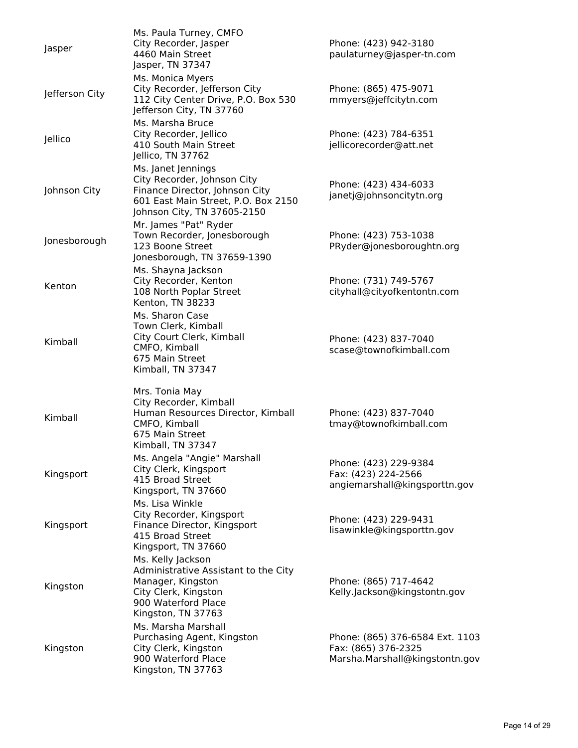| | | |
|---|---|---|
| Jasper | Ms. Paula Turney, CMFO<br>City Recorder, Jasper<br>4460 Main Street<br>Jasper, TN 37347 | Phone: (423) 942-3180<br>paulaturney@jasper-tn.com |
| Jefferson City | Ms. Monica Myers<br>City Recorder, Jefferson City<br>112 City Center Drive, P.O. Box 530<br>Jefferson City, TN 37760 | Phone: (865) 475-9071<br>mmyers@jeffcitytn.com |
| Jellico | Ms. Marsha Bruce<br>City Recorder, Jellico<br>410 South Main Street<br>Jellico, TN 37762 | Phone: (423) 784-6351<br>jellicorecorder@att.net |
| Johnson City | Ms. Janet Jennings<br>City Recorder, Johnson City<br>Finance Director, Johnson City<br>601 East Main Street, P.O. Box 2150<br>Johnson City, TN 37605-2150 | Phone: (423) 434-6033<br>janetj@johnsoncitytn.org |
| Jonesborough | Mr. James "Pat" Ryder<br>Town Recorder, Jonesborough<br>123 Boone Street<br>Jonesborough, TN 37659-1390 | Phone: (423) 753-1038<br>PRyder@jonesboroughtn.org |
| Kenton | Ms. Shayna Jackson<br>City Recorder, Kenton<br>108 North Poplar Street<br>Kenton, TN 38233 | Phone: (731) 749-5767<br>cityhall@cityofkentontn.com |
| Kimball | Ms. Sharon Case<br>Town Clerk, Kimball<br>City Court Clerk, Kimball<br>CMFO, Kimball<br>675 Main Street<br>Kimball, TN 37347 | Phone: (423) 837-7040<br>scase@townofkimball.com |
| Kimball | Mrs. Tonia May<br>City Recorder, Kimball<br>Human Resources Director, Kimball<br>CMFO, Kimball<br>675 Main Street<br>Kimball, TN 37347 | Phone: (423) 837-7040<br>tmay@townofkimball.com |
| Kingsport | Ms. Angela "Angie" Marshall<br>City Clerk, Kingsport<br>415 Broad Street<br>Kingsport, TN 37660 | Phone: (423) 229-9384<br>Fax: (423) 224-2566<br>angiemarshall@kingsporttn.gov |
| Kingsport | Ms. Lisa Winkle<br>City Recorder, Kingsport<br>Finance Director, Kingsport<br>415 Broad Street<br>Kingsport, TN 37660 | Phone: (423) 229-9431<br>lisawinkle@kingsporttn.gov |
| Kingston | Ms. Kelly Jackson<br>Administrative Assistant to the City Manager, Kingston<br>City Clerk, Kingston<br>900 Waterford Place<br>Kingston, TN 37763 | Phone: (865) 717-4642<br>Kelly.Jackson@kingstontn.gov |
| Kingston | Ms. Marsha Marshall<br>Purchasing Agent, Kingston<br>City Clerk, Kingston<br>900 Waterford Place<br>Kingston, TN 37763 | Phone: (865) 376-6584 Ext. 1103<br>Fax: (865) 376-2325<br>Marsha.Marshall@kingstontn.gov |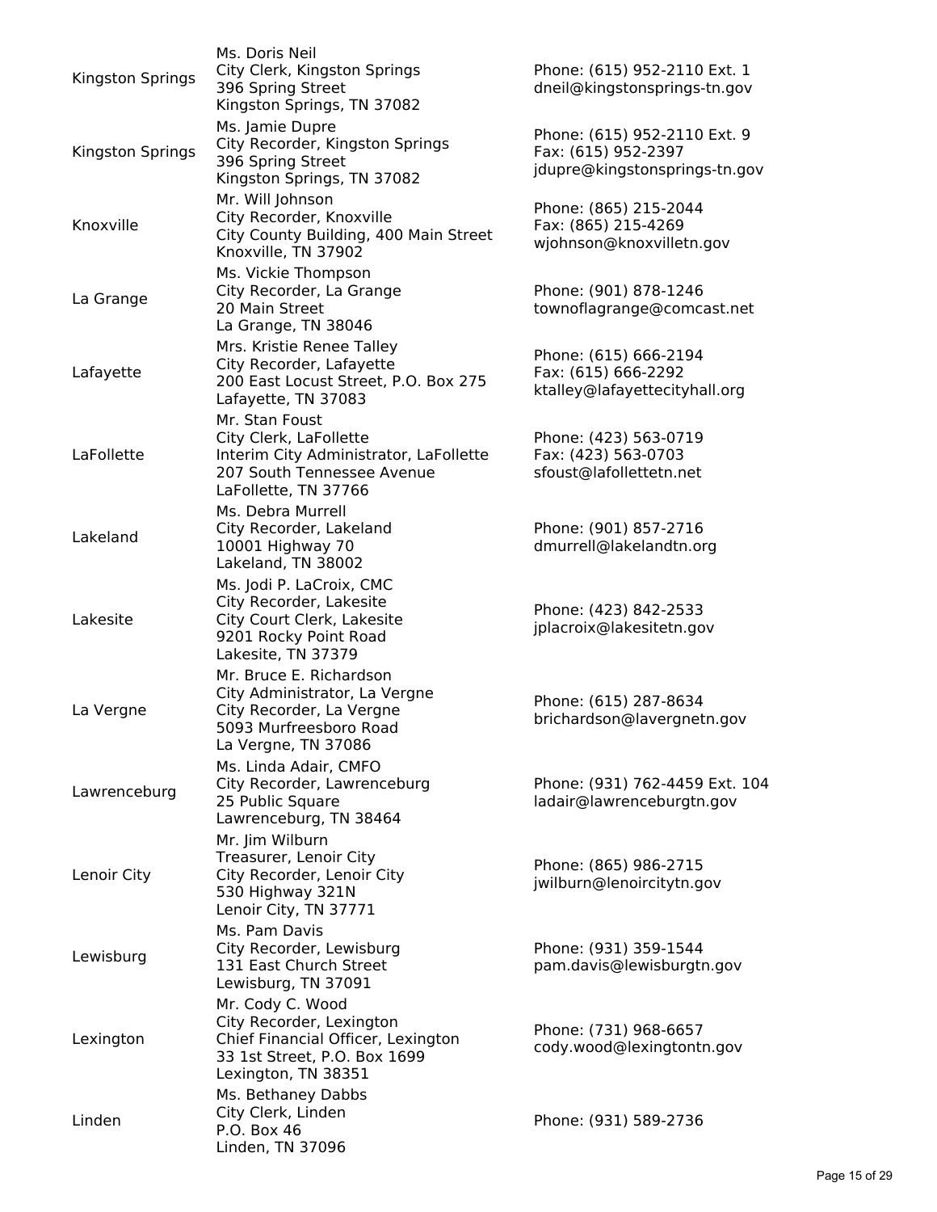| | | |
|---|---|---|
| Kingston Springs | Ms. Doris Neil<br>City Clerk, Kingston Springs<br>396 Spring Street<br>Kingston Springs, TN 37082 | Phone: (615) 952-2110 Ext. 1<br>dneil@kingstonsprings-tn.gov |
| Kingston Springs | Ms. Jamie Dupre<br>City Recorder, Kingston Springs<br>396 Spring Street<br>Kingston Springs, TN 37082 | Phone: (615) 952-2110 Ext. 9<br>Fax: (615) 952-2397<br>jdupre@kingstonsprings-tn.gov |
| Knoxville | Mr. Will Johnson<br>City Recorder, Knoxville<br>City County Building, 400 Main Street<br>Knoxville, TN 37902 | Phone: (865) 215-2044<br>Fax: (865) 215-4269<br>wjohnson@knoxvilletn.gov |
| La Grange | Ms. Vickie Thompson<br>City Recorder, La Grange<br>20 Main Street<br>La Grange, TN 38046 | Phone: (901) 878-1246<br>townoflagrange@comcast.net |
| Lafayette | Mrs. Kristie Renee Talley<br>City Recorder, Lafayette<br>200 East Locust Street, P.O. Box 275<br>Lafayette, TN 37083 | Phone: (615) 666-2194<br>Fax: (615) 666-2292<br>ktalley@lafayettecityhall.org |
| LaFollette | Mr. Stan Foust<br>City Clerk, LaFollette<br>Interim City Administrator, LaFollette<br>207 South Tennessee Avenue<br>LaFollette, TN 37766 | Phone: (423) 563-0719<br>Fax: (423) 563-0703<br>sfoust@lafollettetn.net |
| Lakeland | Ms. Debra Murrell<br>City Recorder, Lakeland<br>10001 Highway 70<br>Lakeland, TN 38002 | Phone: (901) 857-2716<br>dmurrell@lakelandtn.org |
| Lakesite | Ms. Jodi P. LaCroix, CMC<br>City Recorder, Lakesite<br>City Court Clerk, Lakesite<br>9201 Rocky Point Road<br>Lakesite, TN 37379 | Phone: (423) 842-2533<br>jplacroix@lakesitetn.gov |
| La Vergne | Mr. Bruce E. Richardson<br>City Administrator, La Vergne<br>City Recorder, La Vergne<br>5093 Murfreesboro Road<br>La Vergne, TN 37086 | Phone: (615) 287-8634<br>brichardson@lavergnetn.gov |
| Lawrenceburg | Ms. Linda Adair, CMFO<br>City Recorder, Lawrenceburg<br>25 Public Square<br>Lawrenceburg, TN 38464 | Phone: (931) 762-4459 Ext. 104<br>ladair@lawrenceburgtn.gov |
| Lenoir City | Mr. Jim Wilburn<br>Treasurer, Lenoir City<br>City Recorder, Lenoir City<br>530 Highway 321N<br>Lenoir City, TN 37771 | Phone: (865) 986-2715<br>jwilburn@lenoircitytn.gov |
| Lewisburg | Ms. Pam Davis<br>City Recorder, Lewisburg<br>131 East Church Street<br>Lewisburg, TN 37091 | Phone: (931) 359-1544<br>pam.davis@lewisburgtn.gov |
| Lexington | Mr. Cody C. Wood<br>City Recorder, Lexington<br>Chief Financial Officer, Lexington<br>33 1st Street, P.O. Box 1699<br>Lexington, TN 38351 | Phone: (731) 968-6657<br>cody.wood@lexingtontn.gov |
| Linden | Ms. Bethaney Dabbs<br>City Clerk, Linden<br>P.O. Box 46<br>Linden, TN 37096 | Phone: (931) 589-2736 |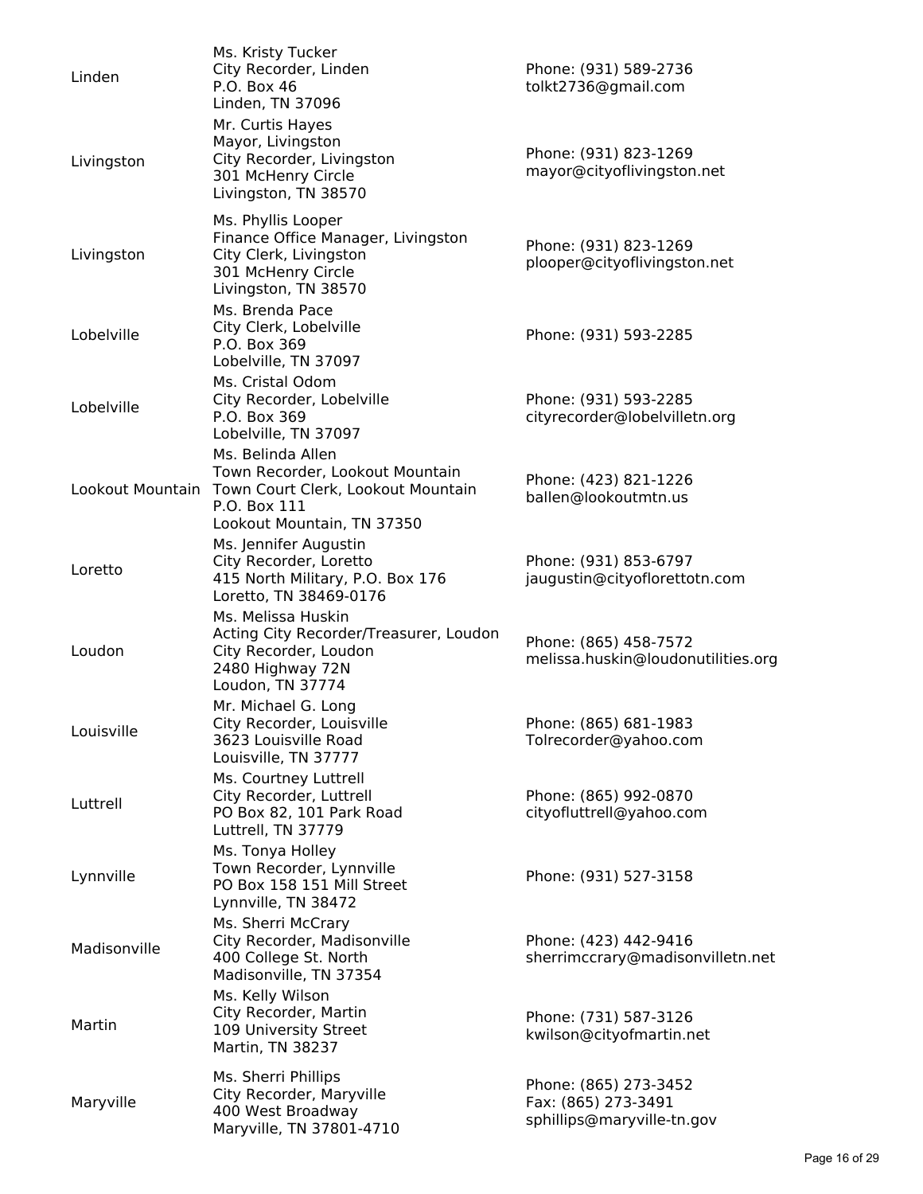| | | |
|---|---|---|
| Linden | Ms. Kristy Tucker<br>City Recorder, Linden<br>P.O. Box 46<br>Linden, TN 37096 | Phone: (931) 589-2736<br>tolkt2736@gmail.com |
| Livingston | Mr. Curtis Hayes<br>Mayor, Livingston<br>City Recorder, Livingston<br>301 McHenry Circle<br>Livingston, TN 38570 | Phone: (931) 823-1269<br>mayor@cityoflivingston.net |
| Livingston | Ms. Phyllis Looper<br>Finance Office Manager, Livingston<br>City Clerk, Livingston<br>301 McHenry Circle<br>Livingston, TN 38570 | Phone: (931) 823-1269<br>plooper@cityoflivingston.net |
| Lobelville | Ms. Brenda Pace<br>City Clerk, Lobelville<br>P.O. Box 369<br>Lobelville, TN 37097 | Phone: (931) 593-2285 |
| Lobelville | Ms. Cristal Odom<br>City Recorder, Lobelville<br>P.O. Box 369<br>Lobelville, TN 37097 | Phone: (931) 593-2285<br>cityrecorder@lobelvilletn.org |
| Lookout Mountain | Ms. Belinda Allen<br>Town Recorder, Lookout Mountain<br>Town Court Clerk, Lookout Mountain<br>P.O. Box 111<br>Lookout Mountain, TN 37350 | Phone: (423) 821-1226<br>ballen@lookoutmtn.us |
| Loretto | Ms. Jennifer Augustin<br>City Recorder, Loretto<br>415 North Military, P.O. Box 176<br>Loretto, TN 38469-0176 | Phone: (931) 853-6797<br>jaugustin@cityoflorettotn.com |
| Loudon | Ms. Melissa Huskin<br>Acting City Recorder/Treasurer, Loudon<br>City Recorder, Loudon<br>2480 Highway 72N<br>Loudon, TN 37774 | Phone: (865) 458-7572<br>melissa.huskin@loudonutilities.org |
| Louisville | Mr. Michael G. Long<br>City Recorder, Louisville<br>3623 Louisville Road<br>Louisville, TN 37777 | Phone: (865) 681-1983<br>Tolrecorder@yahoo.com |
| Luttrell | Ms. Courtney Luttrell<br>City Recorder, Luttrell<br>PO Box 82, 101 Park Road<br>Luttrell, TN 37779 | Phone: (865) 992-0870<br>cityofluttrell@yahoo.com |
| Lynnville | Ms. Tonya Holley<br>Town Recorder, Lynnville<br>PO Box 158 151 Mill Street<br>Lynnville, TN 38472 | Phone: (931) 527-3158 |
| Madisonville | Ms. Sherri McCrary<br>City Recorder, Madisonville<br>400 College St. North<br>Madisonville, TN 37354 | Phone: (423) 442-9416<br>sherrimccrary@madisonvilletn.net |
| Martin | Ms. Kelly Wilson<br>City Recorder, Martin<br>109 University Street<br>Martin, TN 38237 | Phone: (731) 587-3126<br>kwilson@cityofmartin.net |
| Maryville | Ms. Sherri Phillips<br>City Recorder, Maryville<br>400 West Broadway<br>Maryville, TN 37801-4710 | Phone: (865) 273-3452<br>Fax: (865) 273-3491<br>sphillips@maryville-tn.gov |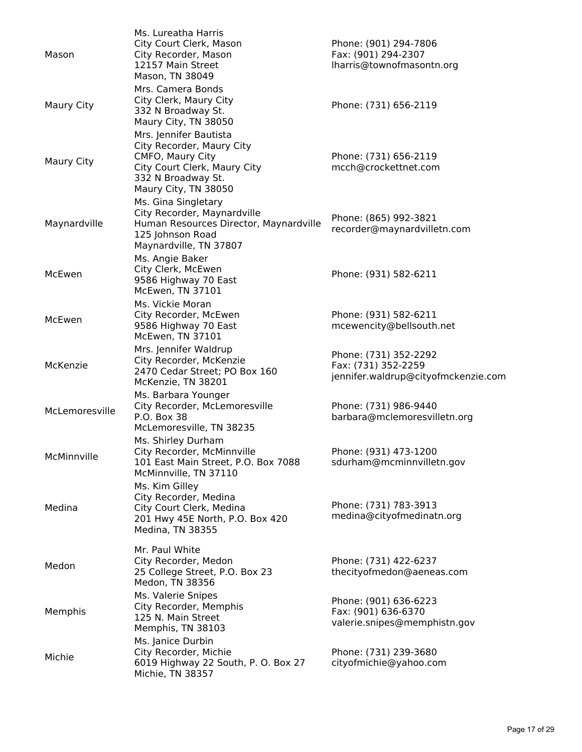| | | |
|---|---|---|
| Mason | Ms. Lureatha Harris<br>City Court Clerk, Mason<br>City Recorder, Mason<br>12157 Main Street<br>Mason, TN 38049 | Phone: (901) 294-7806<br>Fax: (901) 294-2307<br>lharris@townofmasontn.org |
| Maury City | Mrs. Camera Bonds<br>City Clerk, Maury City<br>332 N Broadway St.<br>Maury City, TN 38050 | Phone: (731) 656-2119 |
| Maury City | Mrs. Jennifer Bautista<br>City Recorder, Maury City<br>CMFO, Maury City<br>City Court Clerk, Maury City<br>332 N Broadway St.<br>Maury City, TN 38050 | Phone: (731) 656-2119<br>mcch@crockettnet.com |
| Maynardville | Ms. Gina Singletary<br>City Recorder, Maynardville<br>Human Resources Director, Maynardville<br>125 Johnson Road<br>Maynardville, TN 37807 | Phone: (865) 992-3821<br>recorder@maynardvilletn.com |
| McEwen | Ms. Angie Baker<br>City Clerk, McEwen<br>9586 Highway 70 East<br>McEwen, TN 37101 | Phone: (931) 582-6211 |
| McEwen | Ms. Vickie Moran<br>City Recorder, McEwen<br>9586 Highway 70 East<br>McEwen, TN 37101 | Phone: (931) 582-6211<br>mcewencity@bellsouth.net |
| McKenzie | Mrs. Jennifer Waldrup<br>City Recorder, McKenzie<br>2470 Cedar Street; PO Box 160<br>McKenzie, TN 38201 | Phone: (731) 352-2292<br>Fax: (731) 352-2259<br>jennifer.waldrup@cityofmckenzie.com |
| McLemoresville | Ms. Barbara Younger<br>City Recorder, McLemoresville<br>P.O. Box 38<br>McLemoresville, TN 38235 | Phone: (731) 986-9440<br>barbara@mclemoresvilletn.org |
| McMinnville | Ms. Shirley Durham<br>City Recorder, McMinnville<br>101 East Main Street, P.O. Box 7088<br>McMinnville, TN 37110 | Phone: (931) 473-1200<br>sdurham@mcminnvilletn.gov |
| Medina | Ms. Kim Gilley<br>City Recorder, Medina<br>City Court Clerk, Medina<br>201 Hwy 45E North, P.O. Box 420<br>Medina, TN 38355 | Phone: (731) 783-3913<br>medina@cityofmedinatn.org |
| Medon | Mr. Paul White<br>City Recorder, Medon<br>25 College Street, P.O. Box 23<br>Medon, TN 38356 | Phone: (731) 422-6237<br>thecityofmedon@aeneas.com |
| Memphis | Ms. Valerie Snipes<br>City Recorder, Memphis<br>125 N. Main Street<br>Memphis, TN 38103 | Phone: (901) 636-6223<br>Fax: (901) 636-6370<br>valerie.snipes@memphistn.gov |
| Michie | Ms. Janice Durbin<br>City Recorder, Michie<br>6019 Highway 22 South, P. O. Box 27<br>Michie, TN 38357 | Phone: (731) 239-3680<br>cityofmichie@yahoo.com |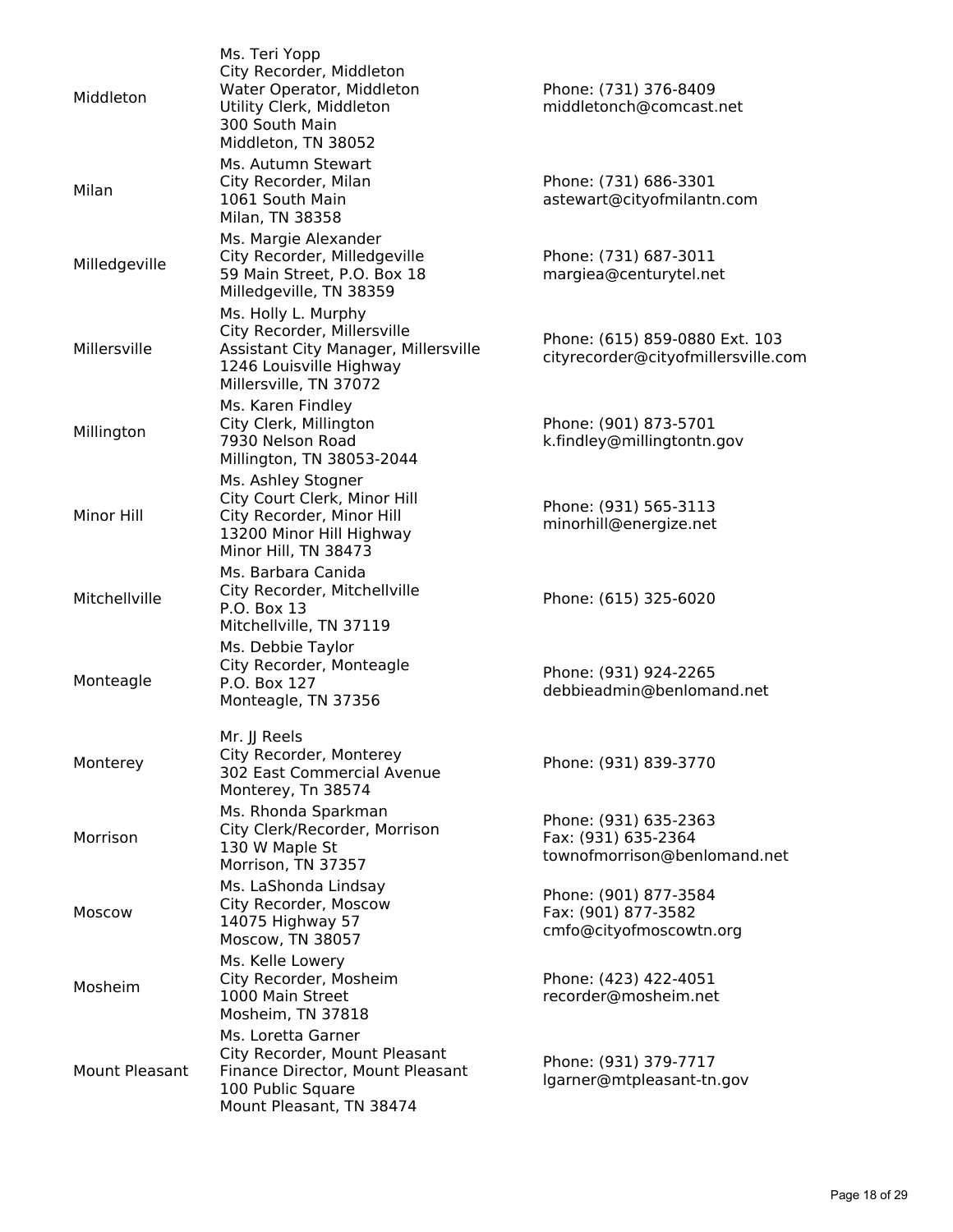| | | |
|---|---|---|
| Middleton | Ms. Teri Yopp<br>City Recorder, Middleton<br>Water Operator, Middleton<br>Utility Clerk, Middleton<br>300 South Main<br>Middleton, TN 38052 | Phone: (731) 376-8409<br>middletonch@comcast.net |
| Milan | Ms. Autumn Stewart<br>City Recorder, Milan<br>1061 South Main<br>Milan, TN 38358 | Phone: (731) 686-3301<br>astewart@cityofmilantn.com |
| Milledgeville | Ms. Margie Alexander<br>City Recorder, Milledgeville<br>59 Main Street, P.O. Box 18<br>Milledgeville, TN 38359 | Phone: (731) 687-3011<br>margiea@centurytel.net |
| Millersville | Ms. Holly L. Murphy<br>City Recorder, Millersville<br>Assistant City Manager, Millersville<br>1246 Louisville Highway<br>Millersville, TN 37072 | Phone: (615) 859-0880 Ext. 103<br>cityrecorder@cityofmillersville.com |
| Millington | Ms. Karen Findley<br>City Clerk, Millington<br>7930 Nelson Road<br>Millington, TN 38053-2044 | Phone: (901) 873-5701<br>k.findley@millingtontn.gov |
| Minor Hill | Ms. Ashley Stogner<br>City Court Clerk, Minor Hill<br>City Recorder, Minor Hill<br>13200 Minor Hill Highway<br>Minor Hill, TN 38473 | Phone: (931) 565-3113<br>minorhill@energize.net |
| Mitchellville | Ms. Barbara Canida<br>City Recorder, Mitchellville<br>P.O. Box 13<br>Mitchellville, TN 37119 | Phone: (615) 325-6020 |
| Monteagle | Ms. Debbie Taylor<br>City Recorder, Monteagle<br>P.O. Box 127<br>Monteagle, TN 37356 | Phone: (931) 924-2265<br>debbieadmin@benlomand.net |
| Monterey | Mr. JJ Reels<br>City Recorder, Monterey<br>302 East Commercial Avenue<br>Monterey, Tn 38574 | Phone: (931) 839-3770 |
| Morrison | Ms. Rhonda Sparkman<br>City Clerk/Recorder, Morrison<br>130 W Maple St<br>Morrison, TN 37357 | Phone: (931) 635-2363<br>Fax: (931) 635-2364<br>townofmorrison@benlomand.net |
| Moscow | Ms. LaShonda Lindsay<br>City Recorder, Moscow<br>14075 Highway 57<br>Moscow, TN 38057 | Phone: (901) 877-3584<br>Fax: (901) 877-3582<br>cmfo@cityofmoscowtn.org |
| Mosheim | Ms. Kelle Lowery<br>City Recorder, Mosheim<br>1000 Main Street<br>Mosheim, TN 37818 | Phone: (423) 422-4051<br>recorder@mosheim.net |
| Mount Pleasant | Ms. Loretta Garner<br>City Recorder, Mount Pleasant<br>Finance Director, Mount Pleasant<br>100 Public Square<br>Mount Pleasant, TN 38474 | Phone: (931) 379-7717<br>lgarner@mtpleasant-tn.gov |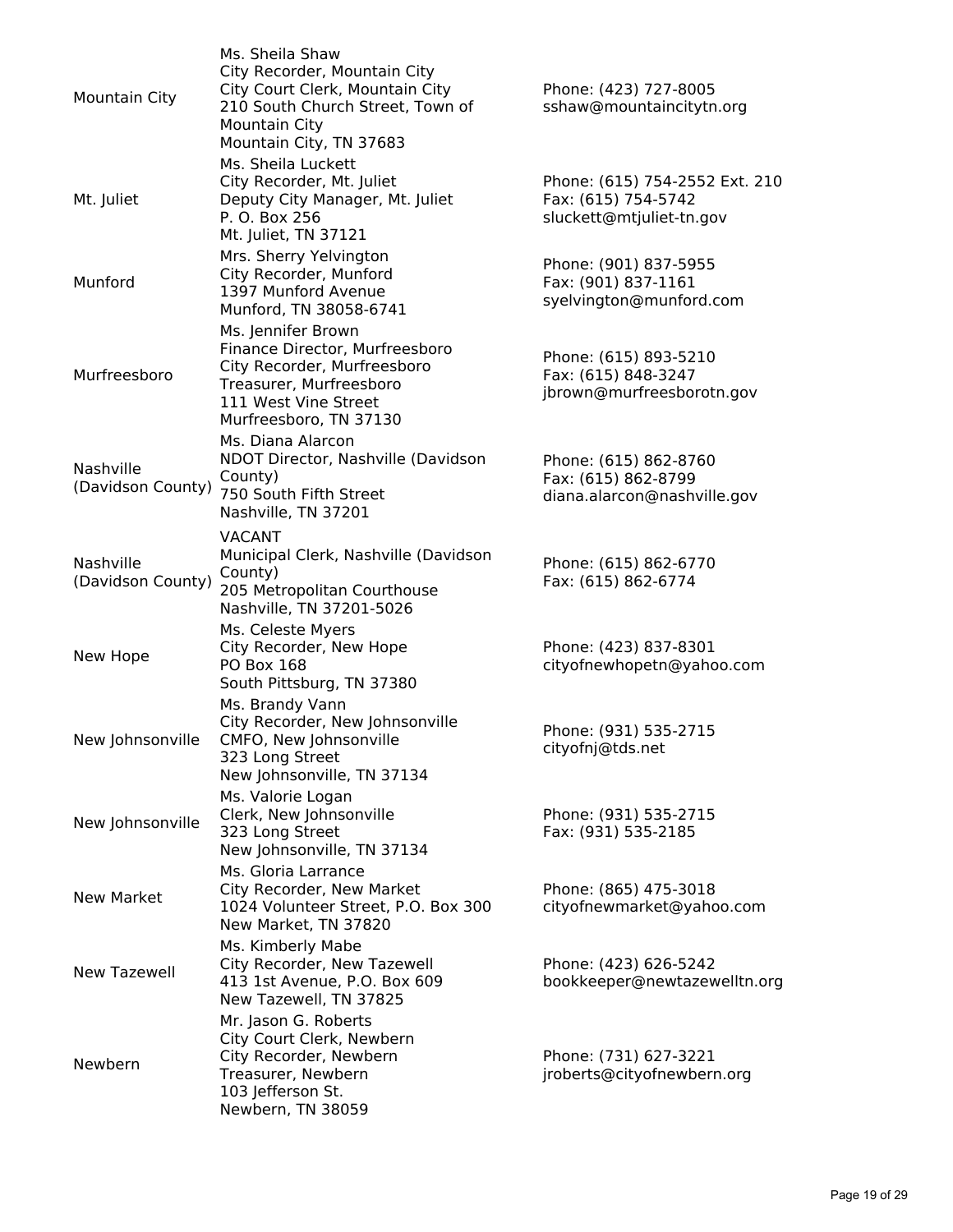| | | |
|---|---|---|
| Mountain City | Ms. Sheila Shaw<br>City Recorder, Mountain City<br>City Court Clerk, Mountain City<br>210 South Church Street, Town of Mountain City<br>Mountain City, TN 37683 | Phone: (423) 727-8005<br>sshaw@mountaincitytn.org |
| Mt. Juliet | Ms. Sheila Luckett<br>City Recorder, Mt. Juliet<br>Deputy City Manager, Mt. Juliet<br>P. O. Box 256<br>Mt. Juliet, TN 37121 | Phone: (615) 754-2552 Ext. 210<br>Fax: (615) 754-5742<br>sluckett@mtjuliet-tn.gov |
| Munford | Mrs. Sherry Yelvington<br>City Recorder, Munford<br>1397 Munford Avenue<br>Munford, TN 38058-6741 | Phone: (901) 837-5955<br>Fax: (901) 837-1161<br>syelvington@munford.com |
| Murfreesboro | Ms. Jennifer Brown<br>Finance Director, Murfreesboro<br>City Recorder, Murfreesboro<br>Treasurer, Murfreesboro<br>111 West Vine Street<br>Murfreesboro, TN 37130 | Phone: (615) 893-5210<br>Fax: (615) 848-3247<br>jbrown@murfreesborotn.gov |
| Nashville (Davidson County) | Ms. Diana Alarcon<br>NDOT Director, Nashville (Davidson County)<br>750 South Fifth Street<br>Nashville, TN 37201 | Phone: (615) 862-8760<br>Fax: (615) 862-8799<br>diana.alarcon@nashville.gov |
| Nashville (Davidson County) | VACANT<br>Municipal Clerk, Nashville (Davidson County)<br>205 Metropolitan Courthouse<br>Nashville, TN 37201-5026 | Phone: (615) 862-6770<br>Fax: (615) 862-6774 |
| New Hope | Ms. Celeste Myers<br>City Recorder, New Hope<br>PO Box 168<br>South Pittsburg, TN 37380 | Phone: (423) 837-8301<br>cityofnewhopetn@yahoo.com |
| New Johnsonville | Ms. Brandy Vann<br>City Recorder, New Johnsonville<br>CMFO, New Johnsonville<br>323 Long Street<br>New Johnsonville, TN 37134 | Phone: (931) 535-2715<br>cityofnj@tds.net |
| New Johnsonville | Ms. Valorie Logan<br>Clerk, New Johnsonville<br>323 Long Street<br>New Johnsonville, TN 37134 | Phone: (931) 535-2715<br>Fax: (931) 535-2185 |
| New Market | Ms. Gloria Larrance<br>City Recorder, New Market<br>1024 Volunteer Street, P.O. Box 300<br>New Market, TN 37820 | Phone: (865) 475-3018<br>cityofnewmarket@yahoo.com |
| New Tazewell | Ms. Kimberly Mabe<br>City Recorder, New Tazewell<br>413 1st Avenue, P.O. Box 609<br>New Tazewell, TN 37825 | Phone: (423) 626-5242<br>bookkeeper@newtazewelltn.org |
| Newbern | Mr. Jason G. Roberts<br>City Court Clerk, Newbern<br>City Recorder, Newbern<br>Treasurer, Newbern<br>103 Jefferson St.<br>Newbern, TN 38059 | Phone: (731) 627-3221<br>jroberts@cityofnewbern.org |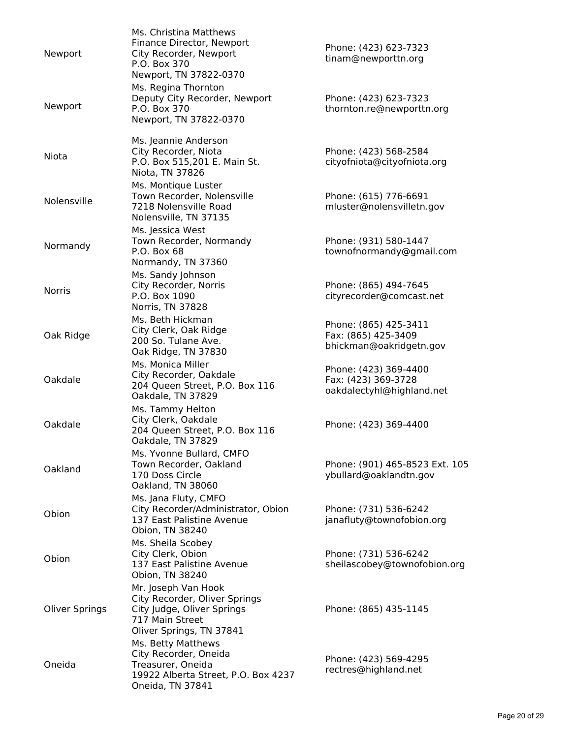| | | |
|---|---|---|
| Newport | Ms. Christina Matthews<br>Finance Director, Newport<br>City Recorder, Newport<br>P.O. Box 370<br>Newport, TN 37822-0370 | Phone: (423) 623-7323<br>tinam@newporttn.org |
| Newport | Ms. Regina Thornton<br>Deputy City Recorder, Newport<br>P.O. Box 370<br>Newport, TN 37822-0370 | Phone: (423) 623-7323<br>thornton.re@newporttn.org |
| Niota | Ms. Jeannie Anderson<br>City Recorder, Niota<br>P.O. Box 515,201 E. Main St.<br>Niota, TN 37826 | Phone: (423) 568-2584<br>cityofniota@cityofniota.org |
| Nolensville | Ms. Montique Luster<br>Town Recorder, Nolensville<br>7218 Nolensville Road<br>Nolensville, TN 37135 | Phone: (615) 776-6691<br>mluster@nolensvilletn.gov |
| Normandy | Ms. Jessica West<br>Town Recorder, Normandy<br>P.O. Box 68<br>Normandy, TN 37360 | Phone: (931) 580-1447<br>townofnormandy@gmail.com |
| Norris | Ms. Sandy Johnson<br>City Recorder, Norris<br>P.O. Box 1090<br>Norris, TN 37828 | Phone: (865) 494-7645<br>cityrecorder@comcast.net |
| Oak Ridge | Ms. Beth Hickman<br>City Clerk, Oak Ridge<br>200 So. Tulane Ave.<br>Oak Ridge, TN 37830 | Phone: (865) 425-3411<br>Fax: (865) 425-3409<br>bhickman@oakridgetn.gov |
| Oakdale | Ms. Monica Miller<br>City Recorder, Oakdale<br>204 Queen Street, P.O. Box 116<br>Oakdale, TN 37829 | Phone: (423) 369-4400<br>Fax: (423) 369-3728<br>oakdalectyhl@highland.net |
| Oakdale | Ms. Tammy Helton<br>City Clerk, Oakdale<br>204 Queen Street, P.O. Box 116<br>Oakdale, TN 37829 | Phone: (423) 369-4400 |
| Oakland | Ms. Yvonne Bullard, CMFO<br>Town Recorder, Oakland<br>170 Doss Circle<br>Oakland, TN 38060 | Phone: (901) 465-8523 Ext. 105<br>ybullard@oaklandtn.gov |
| Obion | Ms. Jana Fluty, CMFO<br>City Recorder/Administrator, Obion<br>137 East Palistine Avenue<br>Obion, TN 38240 | Phone: (731) 536-6242<br>janafluty@townofobion.org |
| Obion | Ms. Sheila Scobey<br>City Clerk, Obion<br>137 East Palistine Avenue<br>Obion, TN 38240 | Phone: (731) 536-6242<br>sheilascobey@townofobion.org |
| Oliver Springs | Mr. Joseph Van Hook<br>City Recorder, Oliver Springs<br>City Judge, Oliver Springs<br>717 Main Street<br>Oliver Springs, TN 37841 | Phone: (865) 435-1145 |
| Oneida | Ms. Betty Matthews<br>City Recorder, Oneida<br>Treasurer, Oneida<br>19922 Alberta Street, P.O. Box 4237<br>Oneida, TN 37841 | Phone: (423) 569-4295<br>rectres@highland.net |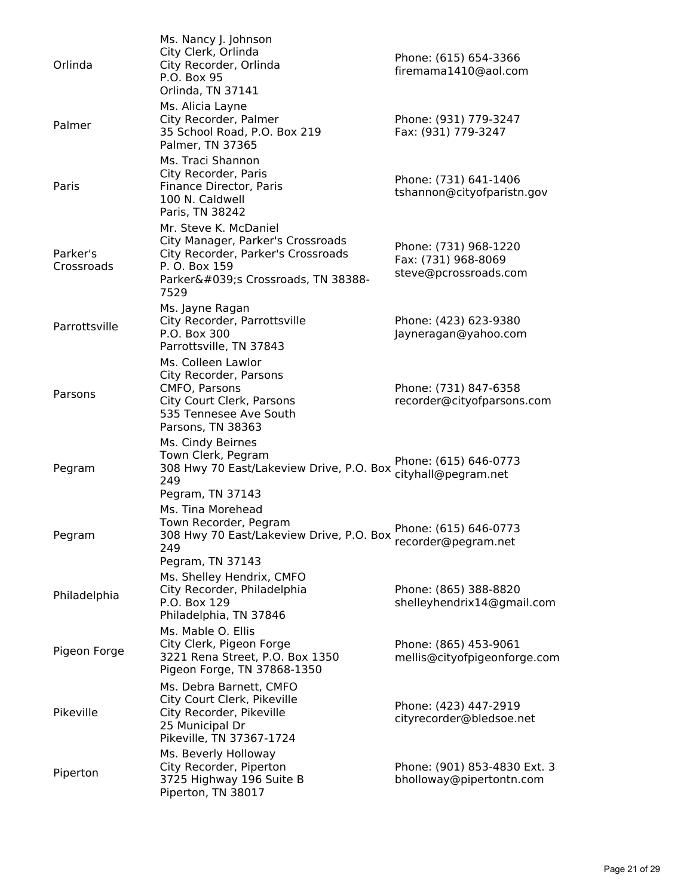| | | |
|---|---|---|
| Orlinda | Ms. Nancy J. Johnson<br>City Clerk, Orlinda<br>City Recorder, Orlinda<br>P.O. Box 95<br>Orlinda, TN 37141 | Phone: (615) 654-3366<br>firemama1410@aol.com |
| Palmer | Ms. Alicia Layne<br>City Recorder, Palmer<br>35 School Road, P.O. Box 219<br>Palmer, TN 37365 | Phone: (931) 779-3247<br>Fax: (931) 779-3247 |
| Paris | Ms. Traci Shannon<br>City Recorder, Paris<br>Finance Director, Paris<br>100 N. Caldwell<br>Paris, TN 38242 | Phone: (731) 641-1406<br>tshannon@cityofparistn.gov |
| Parker's Crossroads | Mr. Steve K. McDaniel<br>City Manager, Parker's Crossroads<br>City Recorder, Parker's Crossroads<br>P. O. Box 159<br>Parker&#039;s Crossroads, TN 38388-7529 | Phone: (731) 968-1220<br>Fax: (731) 968-8069<br>steve@pcrossroads.com |
| Parrottsville | Ms. Jayne Ragan<br>City Recorder, Parrottsville<br>P.O. Box 300<br>Parrottsville, TN 37843 | Phone: (423) 623-9380<br>Jayneragan@yahoo.com |
| Parsons | Ms. Colleen Lawlor<br>City Recorder, Parsons<br>CMFO, Parsons<br>City Court Clerk, Parsons<br>535 Tennesee Ave South<br>Parsons, TN 38363 | Phone: (731) 847-6358<br>recorder@cityofparsons.com |
| Pegram | Ms. Cindy Beirnes<br>Town Clerk, Pegram<br>308 Hwy 70 East/Lakeview Drive, P.O. Box 249<br>Pegram, TN 37143 | Phone: (615) 646-0773<br>cityhall@pegram.net |
| Pegram | Ms. Tina Morehead<br>Town Recorder, Pegram<br>308 Hwy 70 East/Lakeview Drive, P.O. Box 249<br>Pegram, TN 37143 | Phone: (615) 646-0773<br>recorder@pegram.net |
| Philadelphia | Ms. Shelley Hendrix, CMFO<br>City Recorder, Philadelphia<br>P.O. Box 129<br>Philadelphia, TN 37846 | Phone: (865) 388-8820<br>shelleyhendrix14@gmail.com |
| Pigeon Forge | Ms. Mable O. Ellis<br>City Clerk, Pigeon Forge<br>3221 Rena Street, P.O. Box 1350<br>Pigeon Forge, TN 37868-1350 | Phone: (865) 453-9061<br>mellis@cityofpigeonforge.com |
| Pikeville | Ms. Debra Barnett, CMFO<br>City Court Clerk, Pikeville<br>City Recorder, Pikeville<br>25 Municipal Dr<br>Pikeville, TN 37367-1724 | Phone: (423) 447-2919<br>cityrecorder@bledsoe.net |
| Piperton | Ms. Beverly Holloway<br>City Recorder, Piperton<br>3725 Highway 196 Suite B<br>Piperton, TN 38017 | Phone: (901) 853-4830 Ext. 3<br>bholloway@pipertontn.com |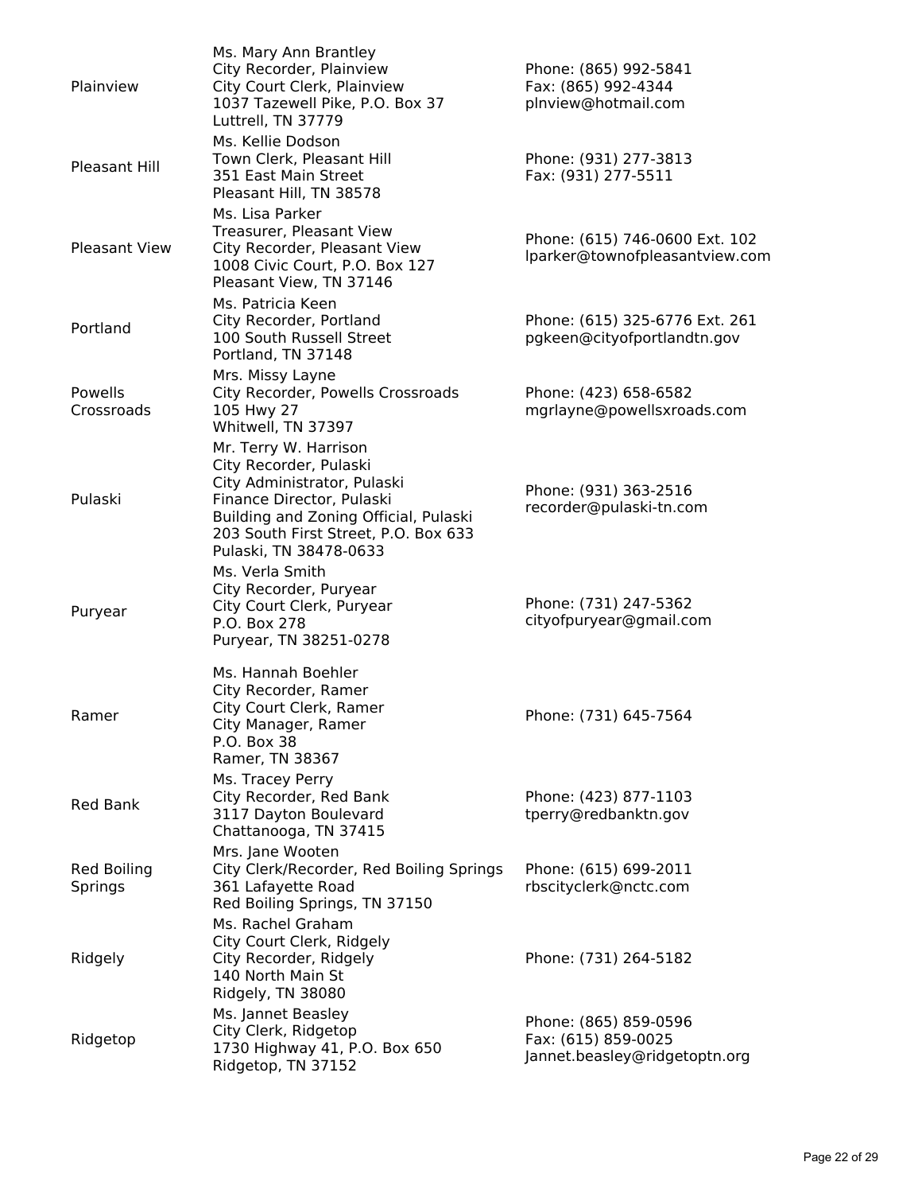| | | |
|---|---|---|
| Plainview | Ms. Mary Ann Brantley<br>City Recorder, Plainview<br>City Court Clerk, Plainview<br>1037 Tazewell Pike, P.O. Box 37<br>Luttrell, TN 37779 | Phone: (865) 992-5841<br>Fax: (865) 992-4344<br>plnview@hotmail.com |
| Pleasant Hill | Ms. Kellie Dodson<br>Town Clerk, Pleasant Hill<br>351 East Main Street<br>Pleasant Hill, TN 38578 | Phone: (931) 277-3813<br>Fax: (931) 277-5511 |
| Pleasant View | Ms. Lisa Parker<br>Treasurer, Pleasant View<br>City Recorder, Pleasant View<br>1008 Civic Court, P.O. Box 127<br>Pleasant View, TN 37146 | Phone: (615) 746-0600 Ext. 102<br>lparker@townofpleasantview.com |
| Portland | Ms. Patricia Keen<br>City Recorder, Portland<br>100 South Russell Street<br>Portland, TN 37148 | Phone: (615) 325-6776 Ext. 261<br>pgkeen@cityofportlandtn.gov |
| Powells Crossroads | Mrs. Missy Layne<br>City Recorder, Powells Crossroads<br>105 Hwy 27<br>Whitwell, TN 37397 | Phone: (423) 658-6582<br>mgrlayne@powellsxroads.com |
| Pulaski | Mr. Terry W. Harrison<br>City Recorder, Pulaski<br>City Administrator, Pulaski<br>Finance Director, Pulaski<br>Building and Zoning Official, Pulaski<br>203 South First Street, P.O. Box 633<br>Pulaski, TN 38478-0633 | Phone: (931) 363-2516<br>recorder@pulaski-tn.com |
| Puryear | Ms. Verla Smith<br>City Recorder, Puryear<br>City Court Clerk, Puryear<br>P.O. Box 278<br>Puryear, TN 38251-0278 | Phone: (731) 247-5362<br>cityofpuryear@gmail.com |
| Ramer | Ms. Hannah Boehler<br>City Recorder, Ramer<br>City Court Clerk, Ramer<br>City Manager, Ramer<br>P.O. Box 38<br>Ramer, TN 38367 | Phone: (731) 645-7564 |
| Red Bank | Ms. Tracey Perry<br>City Recorder, Red Bank<br>3117 Dayton Boulevard<br>Chattanooga, TN 37415 | Phone: (423) 877-1103<br>tperry@redbanktn.gov |
| Red Boiling Springs | Mrs. Jane Wooten<br>City Clerk/Recorder, Red Boiling Springs<br>361 Lafayette Road<br>Red Boiling Springs, TN 37150 | Phone: (615) 699-2011<br>rbscityclerk@nctc.com |
| Ridgely | Ms. Rachel Graham<br>City Court Clerk, Ridgely<br>City Recorder, Ridgely<br>140 North Main St<br>Ridgely, TN 38080 | Phone: (731) 264-5182 |
| Ridgetop | Ms. Jannet Beasley<br>City Clerk, Ridgetop<br>1730 Highway 41, P.O. Box 650<br>Ridgetop, TN 37152 | Phone: (865) 859-0596<br>Fax: (615) 859-0025<br>Jannet.beasley@ridgetoptn.org |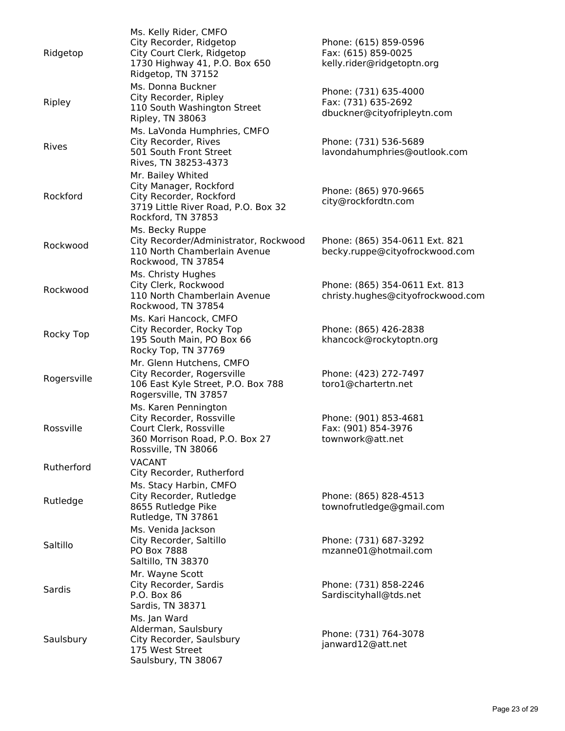| | | |
|---|---|---|
| Ridgetop | Ms. Kelly Rider, CMFO<br>City Recorder, Ridgetop<br>City Court Clerk, Ridgetop<br>1730 Highway 41, P.O. Box 650<br>Ridgetop, TN 37152 | Phone: (615) 859-0596<br>Fax: (615) 859-0025<br>kelly.rider@ridgetoptn.org |
| Ripley | Ms. Donna Buckner<br>City Recorder, Ripley<br>110 South Washington Street<br>Ripley, TN 38063 | Phone: (731) 635-4000<br>Fax: (731) 635-2692<br>dbuckner@cityofripleytn.com |
| Rives | Ms. LaVonda Humphries, CMFO<br>City Recorder, Rives<br>501 South Front Street<br>Rives, TN 38253-4373 | Phone: (731) 536-5689<br>lavondahumphries@outlook.com |
| Rockford | Mr. Bailey Whited<br>City Manager, Rockford<br>City Recorder, Rockford<br>3719 Little River Road, P.O. Box 32<br>Rockford, TN 37853 | Phone: (865) 970-9665<br>city@rockfordtn.com |
| Rockwood | Ms. Becky Ruppe<br>City Recorder/Administrator, Rockwood<br>110 North Chamberlain Avenue<br>Rockwood, TN 37854 | Phone: (865) 354-0611 Ext. 821<br>becky.ruppe@cityofrockwood.com |
| Rockwood | Ms. Christy Hughes<br>City Clerk, Rockwood<br>110 North Chamberlain Avenue<br>Rockwood, TN 37854 | Phone: (865) 354-0611 Ext. 813<br>christy.hughes@cityofrockwood.com |
| Rocky Top | Ms. Kari Hancock, CMFO<br>City Recorder, Rocky Top<br>195 South Main, PO Box 66<br>Rocky Top, TN 37769 | Phone: (865) 426-2838<br>khancock@rockytoptn.org |
| Rogersville | Mr. Glenn Hutchens, CMFO<br>City Recorder, Rogersville<br>106 East Kyle Street, P.O. Box 788<br>Rogersville, TN 37857 | Phone: (423) 272-7497<br>toro1@chartertn.net |
| Rossville | Ms. Karen Pennington<br>City Recorder, Rossville<br>Court Clerk, Rossville<br>360 Morrison Road, P.O. Box 27<br>Rossville, TN 38066 | Phone: (901) 853-4681<br>Fax: (901) 854-3976<br>townwork@att.net |
| Rutherford | VACANT<br>City Recorder, Rutherford | |
| Rutledge | Ms. Stacy Harbin, CMFO<br>City Recorder, Rutledge<br>8655 Rutledge Pike<br>Rutledge, TN 37861 | Phone: (865) 828-4513<br>townofrutledge@gmail.com |
| Saltillo | Ms. Venida Jackson<br>City Recorder, Saltillo<br>PO Box 7888<br>Saltillo, TN 38370 | Phone: (731) 687-3292<br>mzanne01@hotmail.com |
| Sardis | Mr. Wayne Scott<br>City Recorder, Sardis<br>P.O. Box 86<br>Sardis, TN 38371 | Phone: (731) 858-2246<br>Sardiscityhall@tds.net |
| Saulsbury | Ms. Jan Ward<br>Alderman, Saulsbury<br>City Recorder, Saulsbury<br>175 West Street<br>Saulsbury, TN 38067 | Phone: (731) 764-3078<br>janward12@att.net |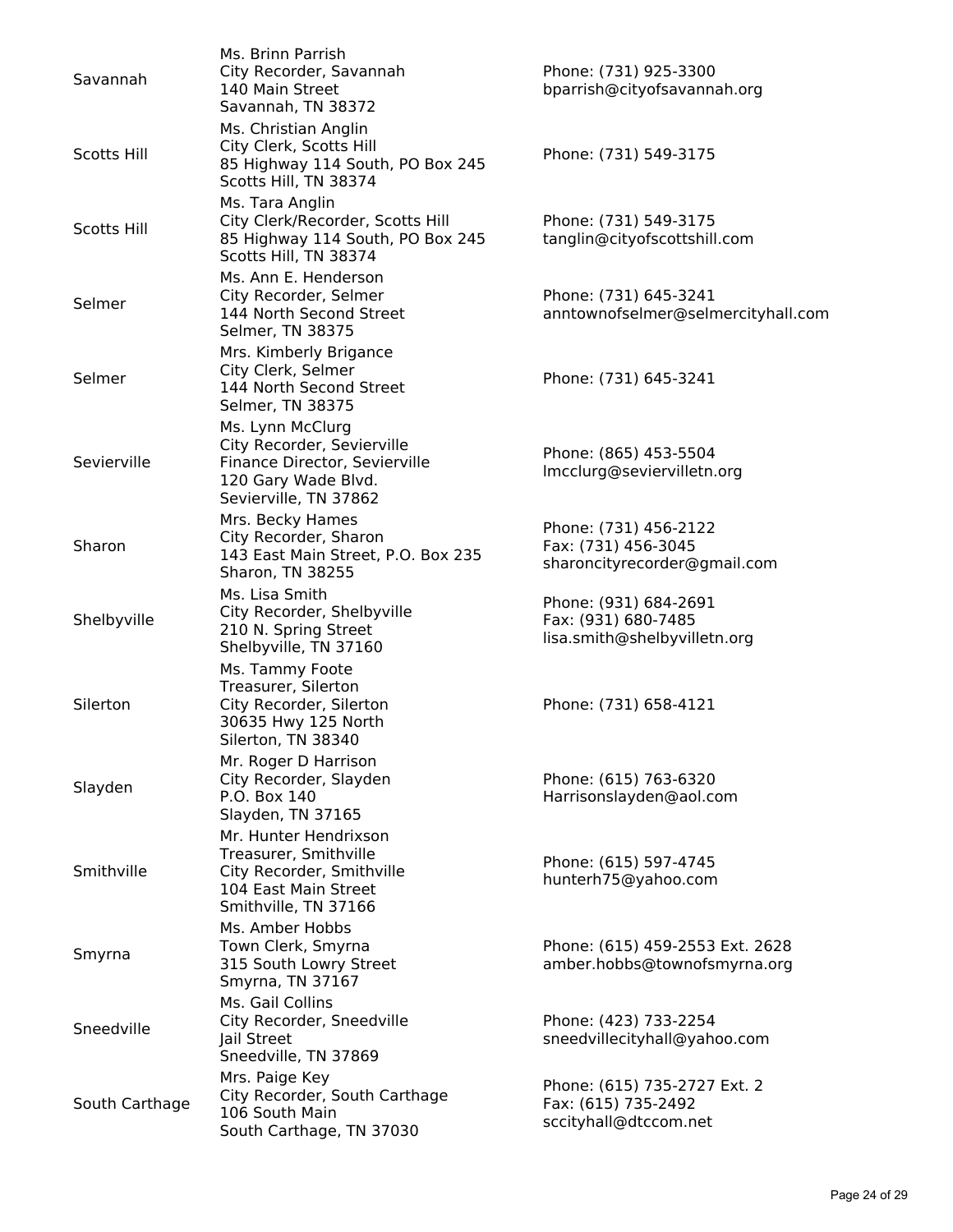| City | Contact | Phone / Email |
| --- | --- | --- |
| Savannah | Ms. Brinn Parrish<br>City Recorder, Savannah<br>140 Main Street<br>Savannah, TN 38372 | Phone: (731) 925-3300<br>bparrish@cityofsavannah.org |
| Scotts Hill | Ms. Christian Anglin<br>City Clerk, Scotts Hill<br>85 Highway 114 South, PO Box 245<br>Scotts Hill, TN 38374 | Phone: (731) 549-3175 |
| Scotts Hill | Ms. Tara Anglin<br>City Clerk/Recorder, Scotts Hill<br>85 Highway 114 South, PO Box 245<br>Scotts Hill, TN 38374 | Phone: (731) 549-3175<br>tanglin@cityofscottshill.com |
| Selmer | Ms. Ann E. Henderson<br>City Recorder, Selmer<br>144 North Second Street<br>Selmer, TN 38375 | Phone: (731) 645-3241<br>anntownofselmer@selmercityhall.com |
| Selmer | Mrs. Kimberly Brigance<br>City Clerk, Selmer<br>144 North Second Street<br>Selmer, TN 38375 | Phone: (731) 645-3241 |
| Sevierville | Ms. Lynn McClurg<br>City Recorder, Sevierville<br>Finance Director, Sevierville<br>120 Gary Wade Blvd.<br>Sevierville, TN 37862 | Phone: (865) 453-5504<br>lmcclurg@seviervilletn.org |
| Sharon | Mrs. Becky Hames<br>City Recorder, Sharon<br>143 East Main Street, P.O. Box 235<br>Sharon, TN 38255 | Phone: (731) 456-2122<br>Fax: (731) 456-3045<br>sharoncityrecorder@gmail.com |
| Shelbyville | Ms. Lisa Smith<br>City Recorder, Shelbyville<br>210 N. Spring Street<br>Shelbyville, TN 37160 | Phone: (931) 684-2691<br>Fax: (931) 680-7485<br>lisa.smith@shelbyvilletn.org |
| Silerton | Ms. Tammy Foote<br>Treasurer, Silerton<br>City Recorder, Silerton<br>30635 Hwy 125 North<br>Silerton, TN 38340 | Phone: (731) 658-4121 |
| Slayden | Mr. Roger D Harrison<br>City Recorder, Slayden<br>P.O. Box 140<br>Slayden, TN 37165 | Phone: (615) 763-6320<br>Harrisonslayden@aol.com |
| Smithville | Mr. Hunter Hendrixson<br>Treasurer, Smithville<br>City Recorder, Smithville<br>104 East Main Street<br>Smithville, TN 37166 | Phone: (615) 597-4745<br>hunterh75@yahoo.com |
| Smyrna | Ms. Amber Hobbs<br>Town Clerk, Smyrna<br>315 South Lowry Street<br>Smyrna, TN 37167 | Phone: (615) 459-2553 Ext. 2628<br>amber.hobbs@townofsmyrna.org |
| Sneedville | Ms. Gail Collins<br>City Recorder, Sneedville<br>Jail Street<br>Sneedville, TN 37869 | Phone: (423) 733-2254<br>sneedvillecityhall@yahoo.com |
| South Carthage | Mrs. Paige Key<br>City Recorder, South Carthage<br>106 South Main<br>South Carthage, TN 37030 | Phone: (615) 735-2727 Ext. 2<br>Fax: (615) 735-2492<br>sccityhall@dtccom.net |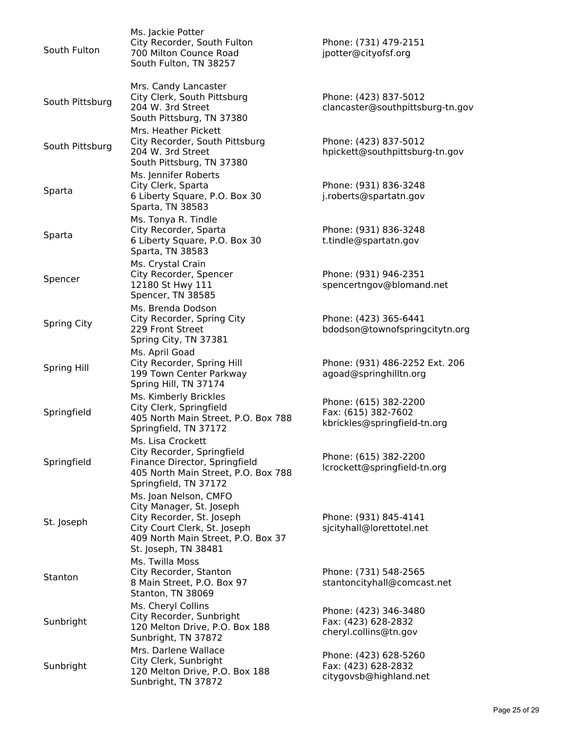| | | |
|---|---|---|
| South Fulton | Ms. Jackie Potter<br>City Recorder, South Fulton<br>700 Milton Counce Road<br>South Fulton, TN 38257 | Phone: (731) 479-2151<br>jpotter@cityofsf.org |
| South Pittsburg | Mrs. Candy Lancaster<br>City Clerk, South Pittsburg<br>204 W. 3rd Street<br>South Pittsburg, TN 37380 | Phone: (423) 837-5012<br>clancaster@southpittsburg-tn.gov |
| South Pittsburg | Mrs. Heather Pickett<br>City Recorder, South Pittsburg<br>204 W. 3rd Street<br>South Pittsburg, TN 37380 | Phone: (423) 837-5012<br>hpickett@southpittsburg-tn.gov |
| Sparta | Ms. Jennifer Roberts<br>City Clerk, Sparta<br>6 Liberty Square, P.O. Box 30<br>Sparta, TN 38583 | Phone: (931) 836-3248<br>j.roberts@spartatn.gov |
| Sparta | Ms. Tonya R. Tindle<br>City Recorder, Sparta<br>6 Liberty Square, P.O. Box 30<br>Sparta, TN 38583 | Phone: (931) 836-3248<br>t.tindle@spartatn.gov |
| Spencer | Ms. Crystal Crain<br>City Recorder, Spencer<br>12180 St Hwy 111<br>Spencer, TN 38585 | Phone: (931) 946-2351<br>spencertngov@blomand.net |
| Spring City | Ms. Brenda Dodson<br>City Recorder, Spring City<br>229 Front Street<br>Spring City, TN 37381 | Phone: (423) 365-6441<br>bdodson@townofspringcitytn.org |
| Spring Hill | Ms. April Goad<br>City Recorder, Spring Hill<br>199 Town Center Parkway<br>Spring Hill, TN 37174 | Phone: (931) 486-2252 Ext. 206<br>agoad@springhilltn.org |
| Springfield | Ms. Kimberly Brickles<br>City Clerk, Springfield<br>405 North Main Street, P.O. Box 788<br>Springfield, TN 37172 | Phone: (615) 382-2200<br>Fax: (615) 382-7602<br>kbrickles@springfield-tn.org |
| Springfield | Ms. Lisa Crockett<br>City Recorder, Springfield<br>Finance Director, Springfield<br>405 North Main Street, P.O. Box 788<br>Springfield, TN 37172 | Phone: (615) 382-2200<br>lcrockett@springfield-tn.org |
| St. Joseph | Ms. Joan Nelson, CMFO<br>City Manager, St. Joseph<br>City Recorder, St. Joseph<br>City Court Clerk, St. Joseph<br>409 North Main Street, P.O. Box 37<br>St. Joseph, TN 38481 | Phone: (931) 845-4141<br>sjcityhall@lorettotel.net |
| Stanton | Ms. Twilla Moss<br>City Recorder, Stanton<br>8 Main Street, P.O. Box 97<br>Stanton, TN 38069 | Phone: (731) 548-2565<br>stantoncityhall@comcast.net |
| Sunbright | Ms. Cheryl Collins<br>City Recorder, Sunbright<br>120 Melton Drive, P.O. Box 188<br>Sunbright, TN 37872 | Phone: (423) 346-3480<br>Fax: (423) 628-2832<br>cheryl.collins@tn.gov |
| Sunbright | Mrs. Darlene Wallace<br>City Clerk, Sunbright<br>120 Melton Drive, P.O. Box 188<br>Sunbright, TN 37872 | Phone: (423) 628-5260<br>Fax: (423) 628-2832<br>citygovsb@highland.net |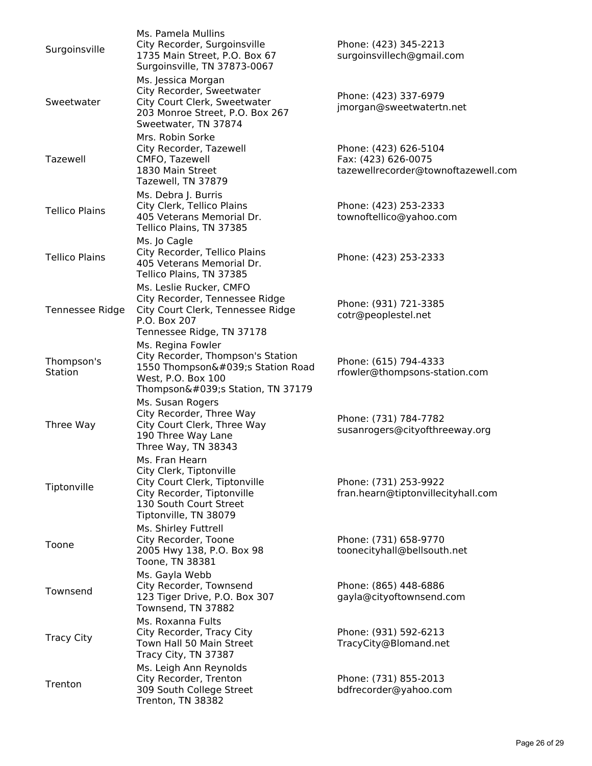| | | |
|---|---|---|
| Surgoinsville | Ms. Pamela Mullins<br>City Recorder, Surgoinsville<br>1735 Main Street, P.O. Box 67<br>Surgoinsville, TN 37873-0067 | Phone: (423) 345-2213<br>surgoinsvillech@gmail.com |
| Sweetwater | Ms. Jessica Morgan<br>City Recorder, Sweetwater<br>City Court Clerk, Sweetwater<br>203 Monroe Street, P.O. Box 267<br>Sweetwater, TN 37874 | Phone: (423) 337-6979<br>jmorgan@sweetwatertn.net |
| Tazewell | Mrs. Robin Sorke<br>City Recorder, Tazewell<br>CMFO, Tazewell<br>1830 Main Street<br>Tazewell, TN 37879 | Phone: (423) 626-5104<br>Fax: (423) 626-0075<br>tazewellrecorder@townoftazewell.com |
| Tellico Plains | Ms. Debra J. Burris<br>City Clerk, Tellico Plains<br>405 Veterans Memorial Dr.<br>Tellico Plains, TN 37385 | Phone: (423) 253-2333<br>townoftellico@yahoo.com |
| Tellico Plains | Ms. Jo Cagle<br>City Recorder, Tellico Plains<br>405 Veterans Memorial Dr.<br>Tellico Plains, TN 37385 | Phone: (423) 253-2333 |
| Tennessee Ridge | Ms. Leslie Rucker, CMFO<br>City Recorder, Tennessee Ridge<br>City Court Clerk, Tennessee Ridge<br>P.O. Box 207<br>Tennessee Ridge, TN 37178 | Phone: (931) 721-3385<br>cotr@peoplestel.net |
| Thompson's Station | Ms. Regina Fowler<br>City Recorder, Thompson's Station<br>1550 Thompson&#039;s Station Road West, P.O. Box 100<br>Thompson&#039;s Station, TN 37179 | Phone: (615) 794-4333<br>rfowler@thompsons-station.com |
| Three Way | Ms. Susan Rogers<br>City Recorder, Three Way<br>City Court Clerk, Three Way<br>190 Three Way Lane<br>Three Way, TN 38343 | Phone: (731) 784-7782<br>susanrogers@cityofthreeway.org |
| Tiptonville | Ms. Fran Hearn<br>City Clerk, Tiptonville<br>City Court Clerk, Tiptonville<br>City Recorder, Tiptonville<br>130 South Court Street<br>Tiptonville, TN 38079 | Phone: (731) 253-9922<br>fran.hearn@tiptonvillecityhall.com |
| Toone | Ms. Shirley Futtrell<br>City Recorder, Toone<br>2005 Hwy 138, P.O. Box 98<br>Toone, TN 38381 | Phone: (731) 658-9770<br>toonecityhall@bellsouth.net |
| Townsend | Ms. Gayla Webb<br>City Recorder, Townsend<br>123 Tiger Drive, P.O. Box 307<br>Townsend, TN 37882 | Phone: (865) 448-6886<br>gayla@cityoftownsend.com |
| Tracy City | Ms. Roxanna Fults<br>City Recorder, Tracy City<br>Town Hall 50 Main Street<br>Tracy City, TN 37387 | Phone: (931) 592-6213<br>TracyCity@Blomand.net |
| Trenton | Ms. Leigh Ann Reynolds<br>City Recorder, Trenton<br>309 South College Street<br>Trenton, TN 38382 | Phone: (731) 855-2013<br>bdfrecorder@yahoo.com |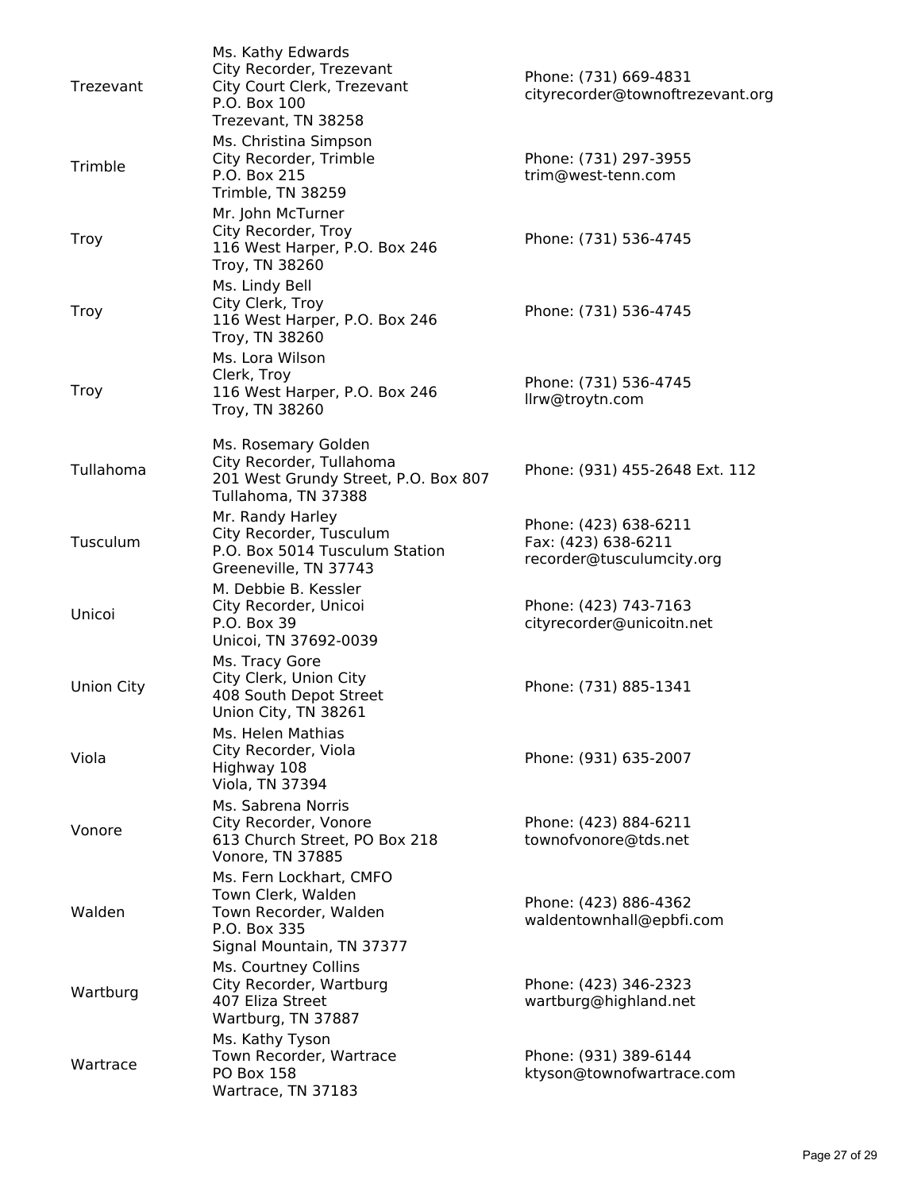| | | |
|---|---|---|
| Trezevant | Ms. Kathy Edwards<br>City Recorder, Trezevant<br>City Court Clerk, Trezevant<br>P.O. Box 100<br>Trezevant, TN 38258 | Phone: (731) 669-4831<br>cityrecorder@townoftrezevant.org |
| Trimble | Ms. Christina Simpson<br>City Recorder, Trimble<br>P.O. Box 215<br>Trimble, TN 38259 | Phone: (731) 297-3955<br>trim@west-tenn.com |
| Troy | Mr. John McTurner<br>City Recorder, Troy<br>116 West Harper, P.O. Box 246<br>Troy, TN 38260 | Phone: (731) 536-4745 |
| Troy | Ms. Lindy Bell<br>City Clerk, Troy<br>116 West Harper, P.O. Box 246<br>Troy, TN 38260 | Phone: (731) 536-4745 |
| Troy | Ms. Lora Wilson<br>Clerk, Troy<br>116 West Harper, P.O. Box 246<br>Troy, TN 38260 | Phone: (731) 536-4745<br>llrw@troytn.com |
| Tullahoma | Ms. Rosemary Golden<br>City Recorder, Tullahoma<br>201 West Grundy Street, P.O. Box 807<br>Tullahoma, TN 37388 | Phone: (931) 455-2648 Ext. 112 |
| Tusculum | Mr. Randy Harley<br>City Recorder, Tusculum<br>P.O. Box 5014 Tusculum Station<br>Greeneville, TN 37743 | Phone: (423) 638-6211<br>Fax: (423) 638-6211<br>recorder@tusculumcity.org |
| Unicoi | M. Debbie B. Kessler<br>City Recorder, Unicoi<br>P.O. Box 39<br>Unicoi, TN 37692-0039 | Phone: (423) 743-7163<br>cityrecorder@unicoitn.net |
| Union City | Ms. Tracy Gore<br>City Clerk, Union City<br>408 South Depot Street<br>Union City, TN 38261 | Phone: (731) 885-1341 |
| Viola | Ms. Helen Mathias<br>City Recorder, Viola<br>Highway 108<br>Viola, TN 37394 | Phone: (931) 635-2007 |
| Vonore | Ms. Sabrena Norris<br>City Recorder, Vonore<br>613 Church Street, PO Box 218<br>Vonore, TN 37885 | Phone: (423) 884-6211<br>townofvonore@tds.net |
| Walden | Ms. Fern Lockhart, CMFO<br>Town Clerk, Walden<br>Town Recorder, Walden<br>P.O. Box 335<br>Signal Mountain, TN 37377 | Phone: (423) 886-4362<br>waldentownhall@epbfi.com |
| Wartburg | Ms. Courtney Collins<br>City Recorder, Wartburg<br>407 Eliza Street<br>Wartburg, TN 37887 | Phone: (423) 346-2323<br>wartburg@highland.net |
| Wartrace | Ms. Kathy Tyson<br>Town Recorder, Wartrace<br>PO Box 158<br>Wartrace, TN 37183 | Phone: (931) 389-6144<br>ktyson@townofwartrace.com |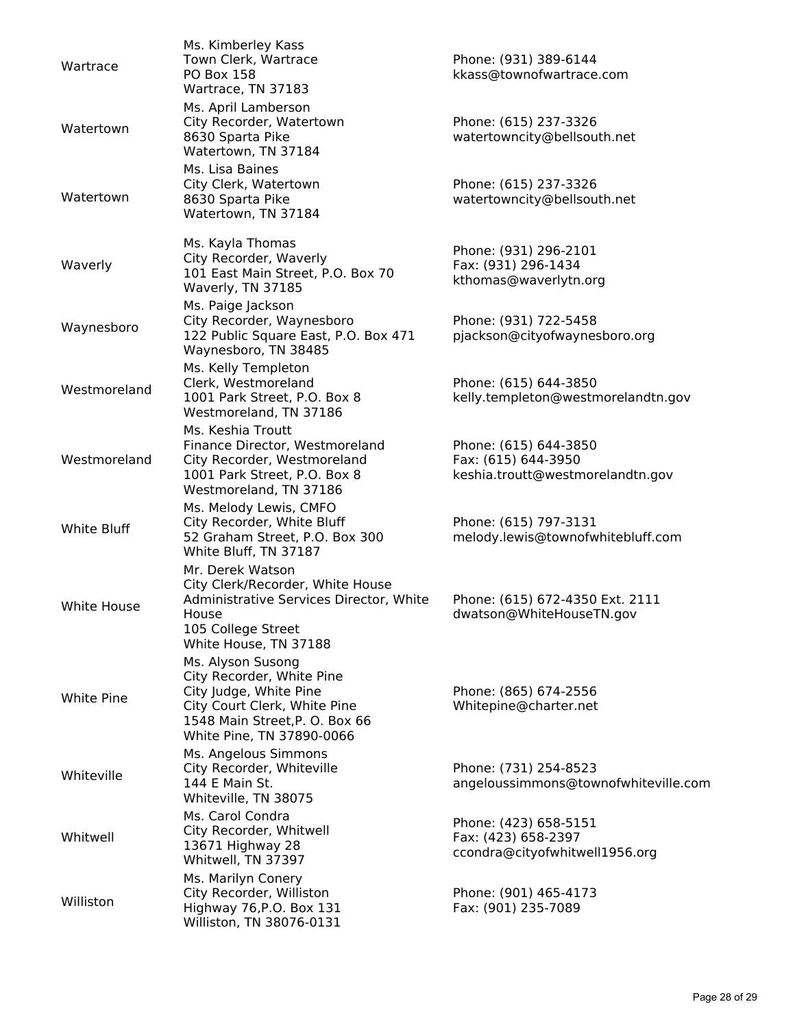| | | |
|---|---|---|
| Wartrace | Ms. Kimberley Kass<br>Town Clerk, Wartrace<br>PO Box 158<br>Wartrace, TN 37183 | Phone: (931) 389-6144<br>kkass@townofwartrace.com |
| Watertown | Ms. April Lamberson<br>City Recorder, Watertown<br>8630 Sparta Pike<br>Watertown, TN 37184 | Phone: (615) 237-3326<br>watertowncity@bellsouth.net |
| Watertown | Ms. Lisa Baines<br>City Clerk, Watertown<br>8630 Sparta Pike<br>Watertown, TN 37184 | Phone: (615) 237-3326<br>watertowncity@bellsouth.net |
| Waverly | Ms. Kayla Thomas<br>City Recorder, Waverly<br>101 East Main Street, P.O. Box 70<br>Waverly, TN 37185 | Phone: (931) 296-2101<br>Fax: (931) 296-1434<br>kthomas@waverlytn.org |
| Waynesboro | Ms. Paige Jackson<br>City Recorder, Waynesboro<br>122 Public Square East, P.O. Box 471<br>Waynesboro, TN 38485 | Phone: (931) 722-5458<br>pjackson@cityofwaynesboro.org |
| Westmoreland | Ms. Kelly Templeton<br>Clerk, Westmoreland<br>1001 Park Street, P.O. Box 8<br>Westmoreland, TN 37186 | Phone: (615) 644-3850<br>kelly.templeton@westmorelandtn.gov |
| Westmoreland | Ms. Keshia Troutt<br>Finance Director, Westmoreland<br>City Recorder, Westmoreland<br>1001 Park Street, P.O. Box 8<br>Westmoreland, TN 37186 | Phone: (615) 644-3850<br>Fax: (615) 644-3950<br>keshia.troutt@westmorelandtn.gov |
| White Bluff | Ms. Melody Lewis, CMFO<br>City Recorder, White Bluff<br>52 Graham Street, P.O. Box 300<br>White Bluff, TN 37187 | Phone: (615) 797-3131<br>melody.lewis@townofwhitebluff.com |
| White House | Mr. Derek Watson<br>City Clerk/Recorder, White House<br>Administrative Services Director, White House<br>105 College Street<br>White House, TN 37188 | Phone: (615) 672-4350 Ext. 2111<br>dwatson@WhiteHouseTN.gov |
| White Pine | Ms. Alyson Susong<br>City Recorder, White Pine<br>City Judge, White Pine<br>City Court Clerk, White Pine<br>1548 Main Street,P. O. Box 66<br>White Pine, TN 37890-0066 | Phone: (865) 674-2556<br>Whitepine@charter.net |
| Whiteville | Ms. Angelous Simmons<br>City Recorder, Whiteville<br>144 E Main St.<br>Whiteville, TN 38075 | Phone: (731) 254-8523<br>angeloussimmons@townofwhiteville.com |
| Whitwell | Ms. Carol Condra<br>City Recorder, Whitwell<br>13671 Highway 28<br>Whitwell, TN 37397 | Phone: (423) 658-5151<br>Fax: (423) 658-2397<br>ccondra@cityofwhitwell1956.org |
| Williston | Ms. Marilyn Conery<br>City Recorder, Williston<br>Highway 76,P.O. Box 131<br>Williston, TN 38076-0131 | Phone: (901) 465-4173<br>Fax: (901) 235-7089 |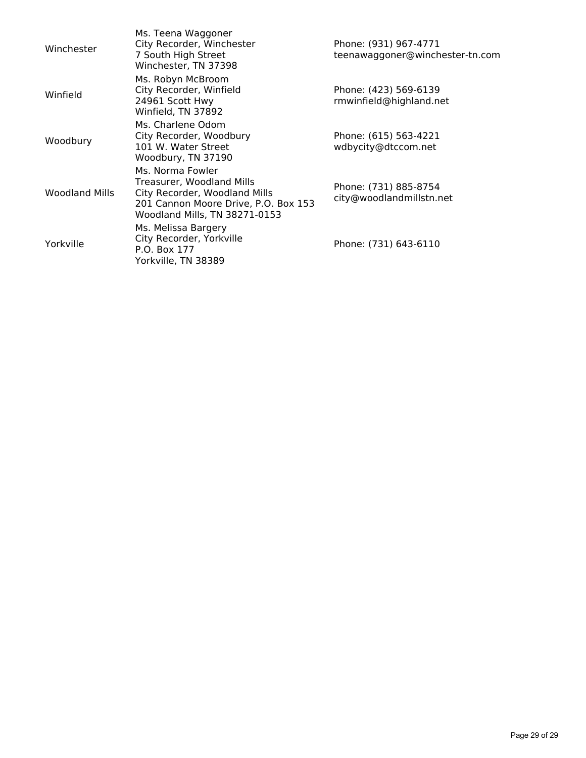| | | |
|---|---|---|
| Winchester | Ms. Teena Waggoner<br>City Recorder, Winchester<br>7 South High Street<br>Winchester, TN 37398 | Phone: (931) 967-4771<br>teenawaggoner@winchester-tn.com |
| Winfield | Ms. Robyn McBroom<br>City Recorder, Winfield<br>24961 Scott Hwy<br>Winfield, TN 37892 | Phone: (423) 569-6139<br>rmwinfield@highland.net |
| Woodbury | Ms. Charlene Odom<br>City Recorder, Woodbury<br>101 W. Water Street<br>Woodbury, TN 37190 | Phone: (615) 563-4221<br>wdbycity@dtccom.net |
| Woodland Mills | Ms. Norma Fowler<br>Treasurer, Woodland Mills<br>City Recorder, Woodland Mills<br>201 Cannon Moore Drive, P.O. Box 153<br>Woodland Mills, TN 38271-0153 | Phone: (731) 885-8754<br>city@woodlandmillstn.net |
| Yorkville | Ms. Melissa Bargery<br>City Recorder, Yorkville<br>P.O. Box 177<br>Yorkville, TN 38389 | Phone: (731) 643-6110 |